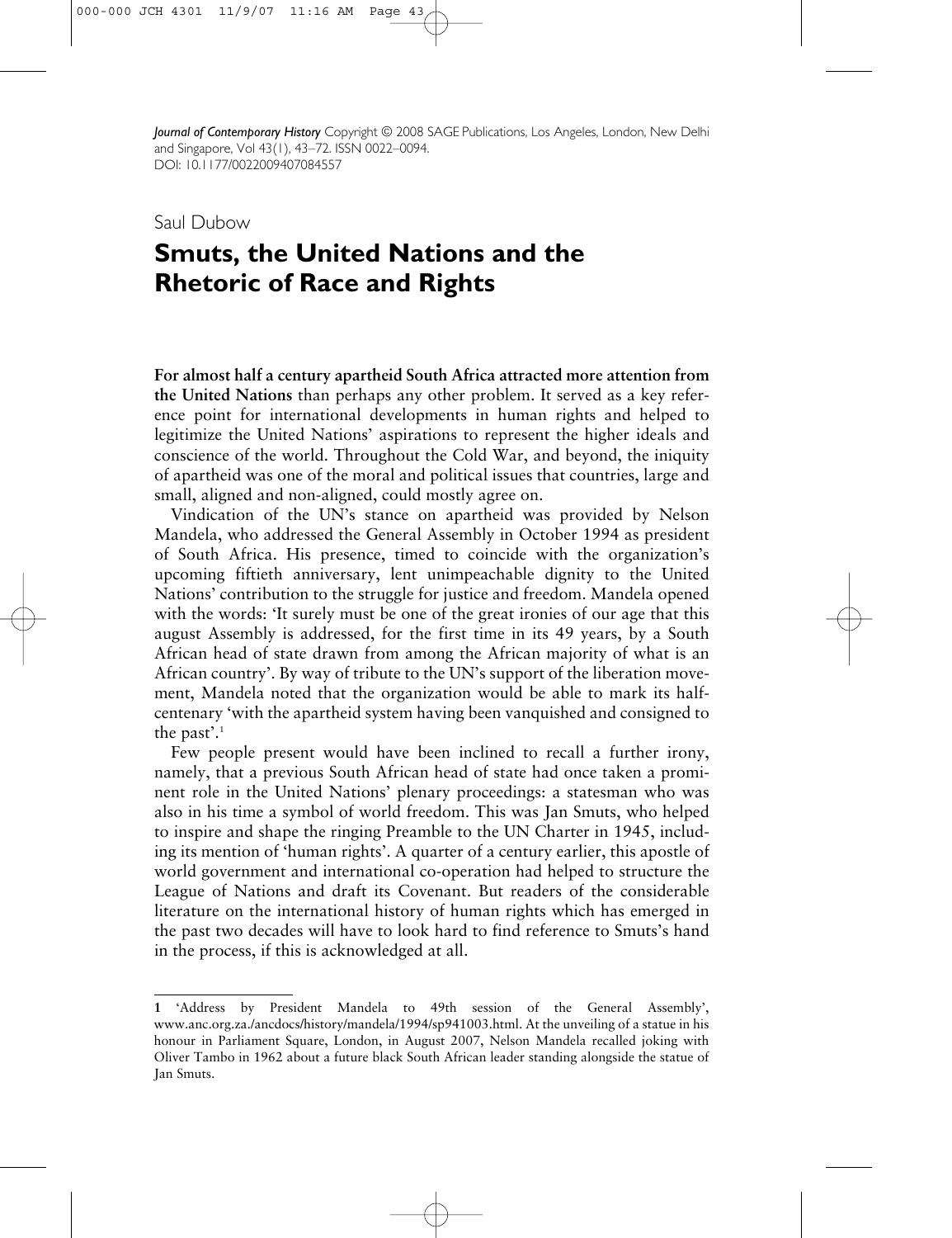*Journal of Contemporary History* Copyright © 2008 SAGE Publications, Los Angeles, London, New Delhi and Singapore, Vol 43(1), 43–72. ISSN 0022–0094.
DOI: 10.1177/0022009407084557

Saul Dubow

# Smuts, the United Nations and the Rhetoric of Race and Rights

**For almost half a century apartheid South Africa attracted more attention from the United Nations** than perhaps any other problem. It served as a key reference point for international developments in human rights and helped to legitimize the United Nations' aspirations to represent the higher ideals and conscience of the world. Throughout the Cold War, and beyond, the iniquity of apartheid was one of the moral and political issues that countries, large and small, aligned and non-aligned, could mostly agree on.

Vindication of the UN's stance on apartheid was provided by Nelson Mandela, who addressed the General Assembly in October 1994 as president of South Africa. His presence, timed to coincide with the organization's upcoming fiftieth anniversary, lent unimpeachable dignity to the United Nations' contribution to the struggle for justice and freedom. Mandela opened with the words: 'It surely must be one of the great ironies of our age that this august Assembly is addressed, for the first time in its 49 years, by a South African head of state drawn from among the African majority of what is an African country'. By way of tribute to the UN's support of the liberation movement, Mandela noted that the organization would be able to mark its half-centenary 'with the apartheid system having been vanquished and consigned to the past'.[1]

Few people present would have been inclined to recall a further irony, namely, that a previous South African head of state had once taken a prominent role in the United Nations' plenary proceedings: a statesman who was also in his time a symbol of world freedom. This was Jan Smuts, who helped to inspire and shape the ringing Preamble to the UN Charter in 1945, including its mention of 'human rights'. A quarter of a century earlier, this apostle of world government and international co-operation had helped to structure the League of Nations and draft its Covenant. But readers of the considerable literature on the international history of human rights which has emerged in the past two decades will have to look hard to find reference to Smuts's hand in the process, if this is acknowledged at all.

---

1 'Address by President Mandela to 49th session of the General Assembly', www.anc.org.za./ancdocs/history/mandela/1994/sp941003.html. At the unveiling of a statue in his honour in Parliament Square, London, in August 2007, Nelson Mandela recalled joking with Oliver Tambo in 1962 about a future black South African leader standing alongside the statue of Jan Smuts.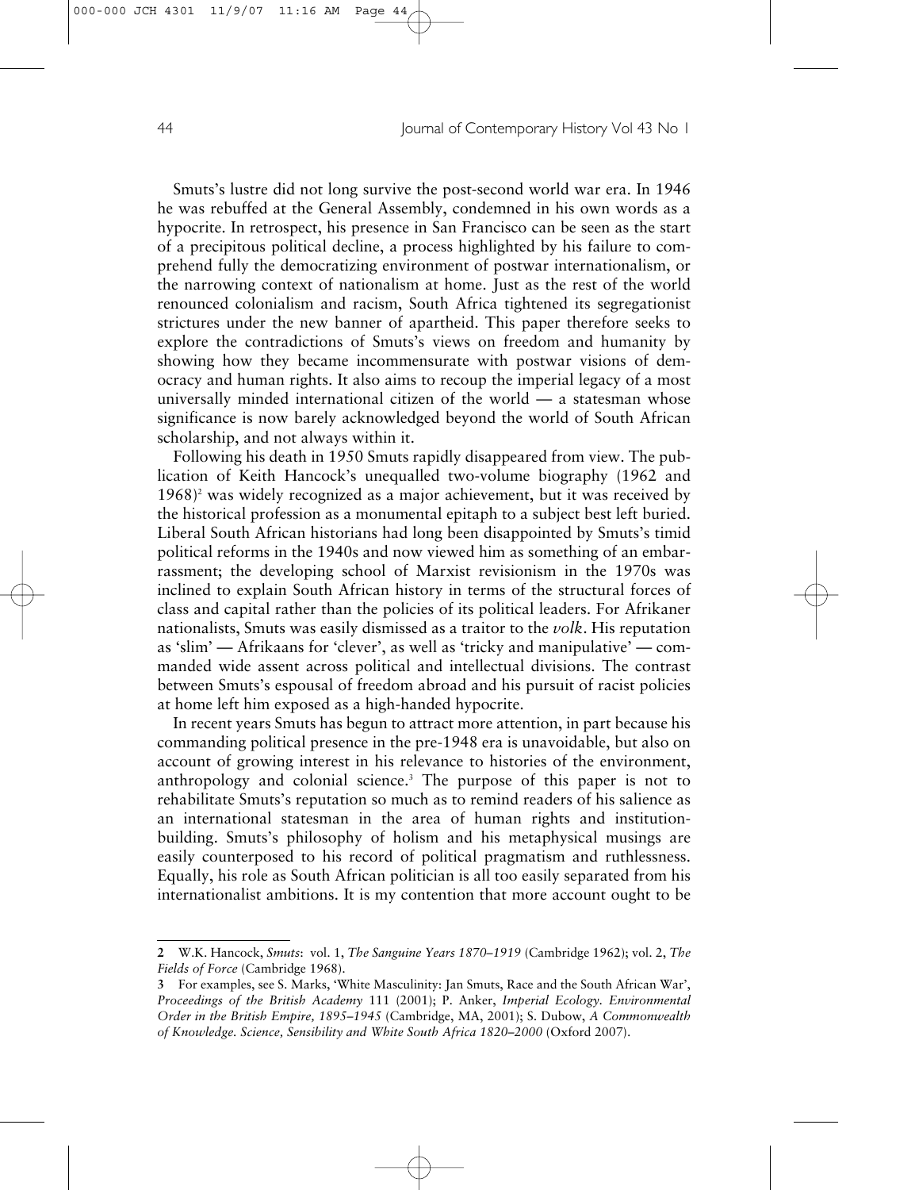Smuts's lustre did not long survive the post-second world war era. In 1946 he was rebuffed at the General Assembly, condemned in his own words as a hypocrite. In retrospect, his presence in San Francisco can be seen as the start of a precipitous political decline, a process highlighted by his failure to comprehend fully the democratizing environment of postwar internationalism, or the narrowing context of nationalism at home. Just as the rest of the world renounced colonialism and racism, South Africa tightened its segregationist strictures under the new banner of apartheid. This paper therefore seeks to explore the contradictions of Smuts's views on freedom and humanity by showing how they became incommensurate with postwar visions of democracy and human rights. It also aims to recoup the imperial legacy of a most universally minded international citizen of the world — a statesman whose significance is now barely acknowledged beyond the world of South African scholarship, and not always within it.

Following his death in 1950 Smuts rapidly disappeared from view. The publication of Keith Hancock's unequalled two-volume biography (1962 and 1968)[2] was widely recognized as a major achievement, but it was received by the historical profession as a monumental epitaph to a subject best left buried. Liberal South African historians had long been disappointed by Smuts's timid political reforms in the 1940s and now viewed him as something of an embarrassment; the developing school of Marxist revisionism in the 1970s was inclined to explain South African history in terms of the structural forces of class and capital rather than the policies of its political leaders. For Afrikaner nationalists, Smuts was easily dismissed as a traitor to the *volk*. His reputation as 'slim' — Afrikaans for 'clever', as well as 'tricky and manipulative' — commanded wide assent across political and intellectual divisions. The contrast between Smuts's espousal of freedom abroad and his pursuit of racist policies at home left him exposed as a high-handed hypocrite.

In recent years Smuts has begun to attract more attention, in part because his commanding political presence in the pre-1948 era is unavoidable, but also on account of growing interest in his relevance to histories of the environment, anthropology and colonial science.[3] The purpose of this paper is not to rehabilitate Smuts's reputation so much as to remind readers of his salience as an international statesman in the area of human rights and institution-building. Smuts's philosophy of holism and his metaphysical musings are easily counterposed to his record of political pragmatism and ruthlessness. Equally, his role as South African politician is all too easily separated from his internationalist ambitions. It is my contention that more account ought to be

---

**2** W.K. Hancock, *Smuts*: vol. 1, *The Sanguine Years 1870–1919* (Cambridge 1962); vol. 2, *The Fields of Force* (Cambridge 1968).

**3** For examples, see S. Marks, 'White Masculinity: Jan Smuts, Race and the South African War', *Proceedings of the British Academy* 111 (2001); P. Anker, *Imperial Ecology. Environmental Order in the British Empire, 1895–1945* (Cambridge, MA, 2001); S. Dubow, *A Commonwealth of Knowledge. Science, Sensibility and White South Africa 1820–2000* (Oxford 2007).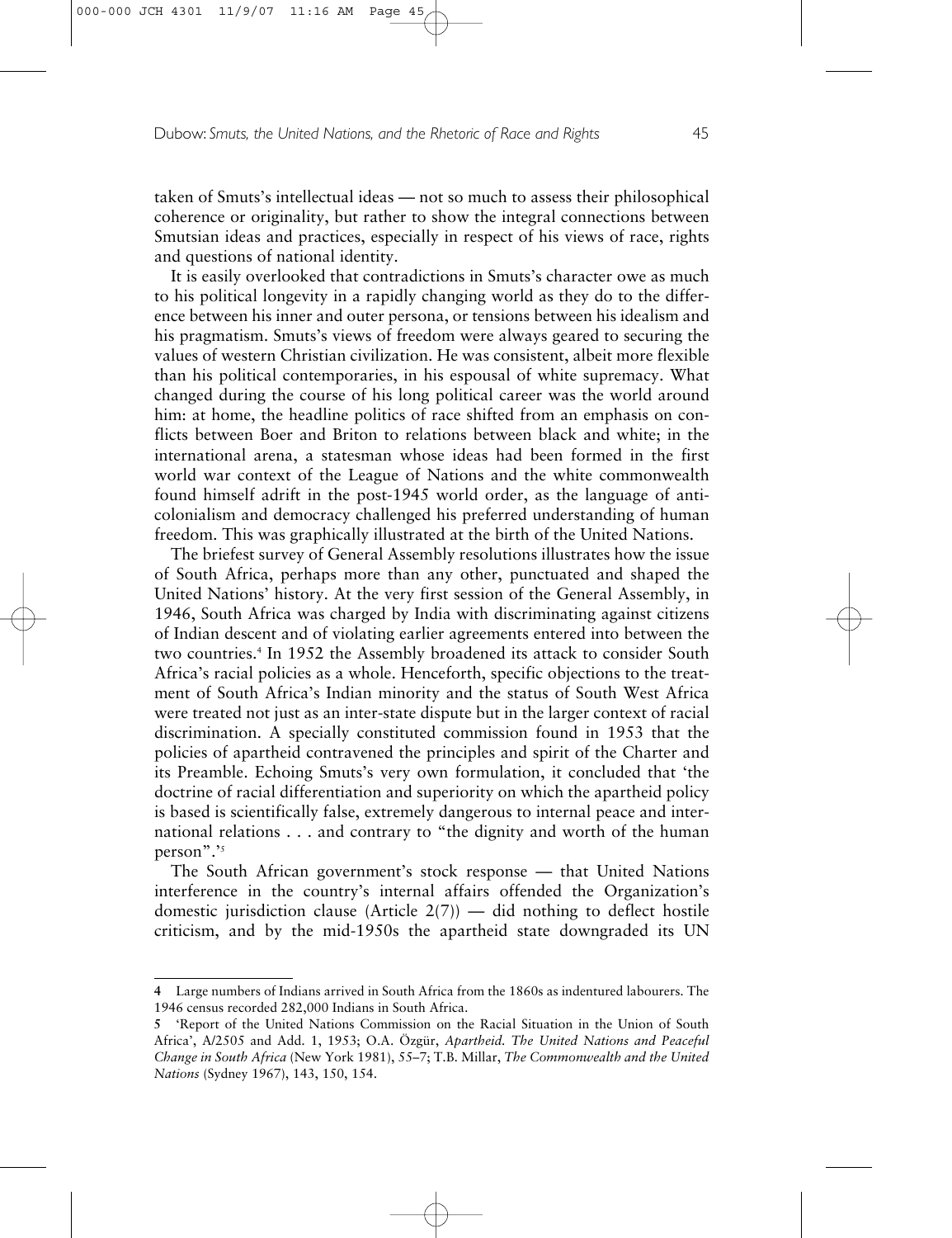taken of Smuts's intellectual ideas — not so much to assess their philosophical coherence or originality, but rather to show the integral connections between Smutsian ideas and practices, especially in respect of his views of race, rights and questions of national identity.

It is easily overlooked that contradictions in Smuts's character owe as much to his political longevity in a rapidly changing world as they do to the difference between his inner and outer persona, or tensions between his idealism and his pragmatism. Smuts's views of freedom were always geared to securing the values of western Christian civilization. He was consistent, albeit more flexible than his political contemporaries, in his espousal of white supremacy. What changed during the course of his long political career was the world around him: at home, the headline politics of race shifted from an emphasis on conflicts between Boer and Briton to relations between black and white; in the international arena, a statesman whose ideas had been formed in the first world war context of the League of Nations and the white commonwealth found himself adrift in the post-1945 world order, as the language of anti-colonialism and democracy challenged his preferred understanding of human freedom. This was graphically illustrated at the birth of the United Nations.

The briefest survey of General Assembly resolutions illustrates how the issue of South Africa, perhaps more than any other, punctuated and shaped the United Nations' history. At the very first session of the General Assembly, in 1946, South Africa was charged by India with discriminating against citizens of Indian descent and of violating earlier agreements entered into between the two countries.[4] In 1952 the Assembly broadened its attack to consider South Africa's racial policies as a whole. Henceforth, specific objections to the treatment of South Africa's Indian minority and the status of South West Africa were treated not just as an inter-state dispute but in the larger context of racial discrimination. A specially constituted commission found in 1953 that the policies of apartheid contravened the principles and spirit of the Charter and its Preamble. Echoing Smuts's very own formulation, it concluded that 'the doctrine of racial differentiation and superiority on which the apartheid policy is based is scientifically false, extremely dangerous to internal peace and international relations . . . and contrary to "the dignity and worth of the human person".'[5]

The South African government's stock response — that United Nations interference in the country's internal affairs offended the Organization's domestic jurisdiction clause (Article 2(7)) — did nothing to deflect hostile criticism, and by the mid-1950s the apartheid state downgraded its UN

---

4 Large numbers of Indians arrived in South Africa from the 1860s as indentured labourers. The 1946 census recorded 282,000 Indians in South Africa.

5 'Report of the United Nations Commission on the Racial Situation in the Union of South Africa', A/2505 and Add. 1, 1953; O.A. Özgür, *Apartheid. The United Nations and Peaceful Change in South Africa* (New York 1981), 55–7; T.B. Millar, *The Commonwealth and the United Nations* (Sydney 1967), 143, 150, 154.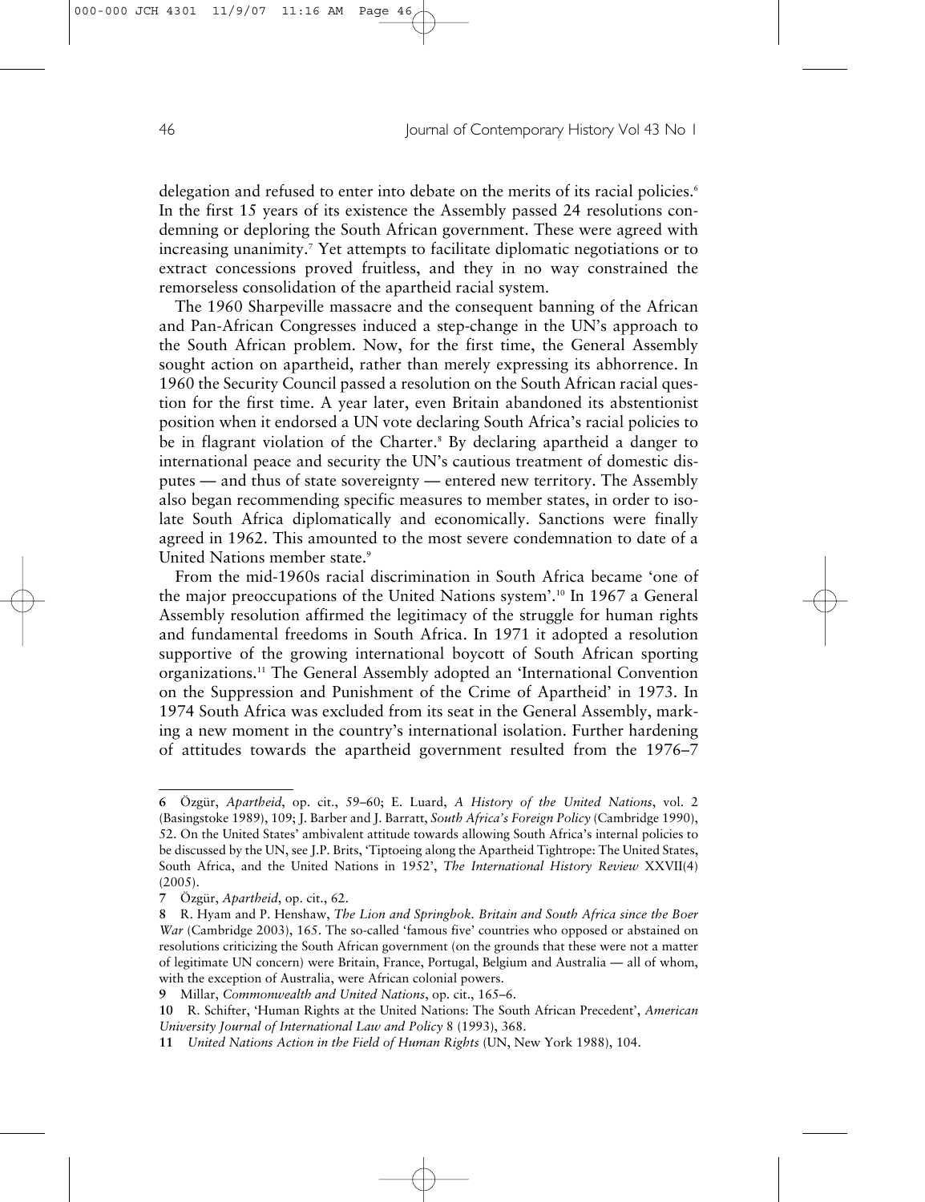delegation and refused to enter into debate on the merits of its racial policies.[6] In the first 15 years of its existence the Assembly passed 24 resolutions condemning or deploring the South African government. These were agreed with increasing unanimity.[7] Yet attempts to facilitate diplomatic negotiations or to extract concessions proved fruitless, and they in no way constrained the remorseless consolidation of the apartheid racial system.

The 1960 Sharpeville massacre and the consequent banning of the African and Pan-African Congresses induced a step-change in the UN's approach to the South African problem. Now, for the first time, the General Assembly sought action on apartheid, rather than merely expressing its abhorrence. In 1960 the Security Council passed a resolution on the South African racial question for the first time. A year later, even Britain abandoned its abstentionist position when it endorsed a UN vote declaring South Africa's racial policies to be in flagrant violation of the Charter.[8] By declaring apartheid a danger to international peace and security the UN's cautious treatment of domestic disputes — and thus of state sovereignty — entered new territory. The Assembly also began recommending specific measures to member states, in order to isolate South Africa diplomatically and economically. Sanctions were finally agreed in 1962. This amounted to the most severe condemnation to date of a United Nations member state.[9]

From the mid-1960s racial discrimination in South Africa became 'one of the major preoccupations of the United Nations system'.[10] In 1967 a General Assembly resolution affirmed the legitimacy of the struggle for human rights and fundamental freedoms in South Africa. In 1971 it adopted a resolution supportive of the growing international boycott of South African sporting organizations.[11] The General Assembly adopted an 'International Convention on the Suppression and Punishment of the Crime of Apartheid' in 1973. In 1974 South Africa was excluded from its seat in the General Assembly, marking a new moment in the country's international isolation. Further hardening of attitudes towards the apartheid government resulted from the 1976–7

---

**6** Özgür, *Apartheid*, op. cit., 59–60; E. Luard, *A History of the United Nations*, vol. 2 (Basingstoke 1989), 109; J. Barber and J. Barratt, *South Africa's Foreign Policy* (Cambridge 1990), 52. On the United States' ambivalent attitude towards allowing South Africa's internal policies to be discussed by the UN, see J.P. Brits, 'Tiptoeing along the Apartheid Tightrope: The United States, South Africa, and the United Nations in 1952', *The International History Review* XXVII(4) (2005).

**7** Özgür, *Apartheid*, op. cit., 62.

**8** R. Hyam and P. Henshaw, *The Lion and Springbok. Britain and South Africa since the Boer War* (Cambridge 2003), 165. The so-called 'famous five' countries who opposed or abstained on resolutions criticizing the South African government (on the grounds that these were not a matter of legitimate UN concern) were Britain, France, Portugal, Belgium and Australia — all of whom, with the exception of Australia, were African colonial powers.

**9** Millar, *Commonwealth and United Nations*, op. cit., 165–6.

**10** R. Schifter, 'Human Rights at the United Nations: The South African Precedent', *American University Journal of International Law and Policy* 8 (1993), 368.

**11** *United Nations Action in the Field of Human Rights* (UN, New York 1988), 104.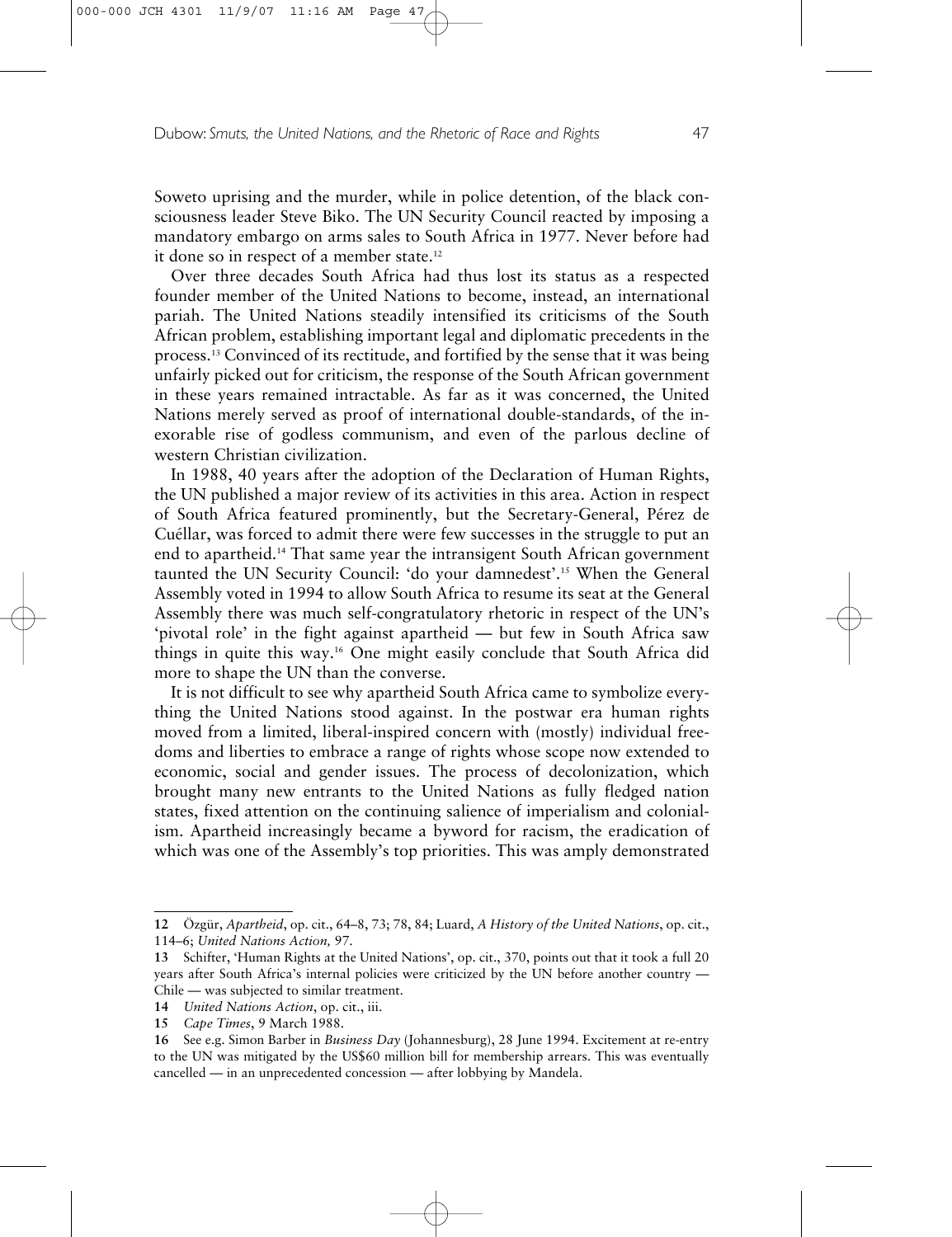Soweto uprising and the murder, while in police detention, of the black consciousness leader Steve Biko. The UN Security Council reacted by imposing a mandatory embargo on arms sales to South Africa in 1977. Never before had it done so in respect of a member state.[12]

Over three decades South Africa had thus lost its status as a respected founder member of the United Nations to become, instead, an international pariah. The United Nations steadily intensified its criticisms of the South African problem, establishing important legal and diplomatic precedents in the process.[13] Convinced of its rectitude, and fortified by the sense that it was being unfairly picked out for criticism, the response of the South African government in these years remained intractable. As far as it was concerned, the United Nations merely served as proof of international double-standards, of the inexorable rise of godless communism, and even of the parlous decline of western Christian civilization.

In 1988, 40 years after the adoption of the Declaration of Human Rights, the UN published a major review of its activities in this area. Action in respect of South Africa featured prominently, but the Secretary-General, Pérez de Cuéllar, was forced to admit there were few successes in the struggle to put an end to apartheid.[14] That same year the intransigent South African government taunted the UN Security Council: 'do your damnedest'.[15] When the General Assembly voted in 1994 to allow South Africa to resume its seat at the General Assembly there was much self-congratulatory rhetoric in respect of the UN's 'pivotal role' in the fight against apartheid — but few in South Africa saw things in quite this way.[16] One might easily conclude that South Africa did more to shape the UN than the converse.

It is not difficult to see why apartheid South Africa came to symbolize everything the United Nations stood against. In the postwar era human rights moved from a limited, liberal-inspired concern with (mostly) individual freedoms and liberties to embrace a range of rights whose scope now extended to economic, social and gender issues. The process of decolonization, which brought many new entrants to the United Nations as fully fledged nation states, fixed attention on the continuing salience of imperialism and colonialism. Apartheid increasingly became a byword for racism, the eradication of which was one of the Assembly's top priorities. This was amply demonstrated

---

**12** Özgür, *Apartheid*, op. cit., 64–8, 73; 78, 84; Luard, *A History of the United Nations*, op. cit., 114–6; *United Nations Action,* 97.

**13** Schifter, 'Human Rights at the United Nations', op. cit., 370, points out that it took a full 20 years after South Africa's internal policies were criticized by the UN before another country — Chile — was subjected to similar treatment.

**14** *United Nations Action*, op. cit., iii.

**15** *Cape Times*, 9 March 1988.

**16** See e.g. Simon Barber in *Business Day* (Johannesburg), 28 June 1994. Excitement at re-entry to the UN was mitigated by the US$60 million bill for membership arrears. This was eventually cancelled — in an unprecedented concession — after lobbying by Mandela.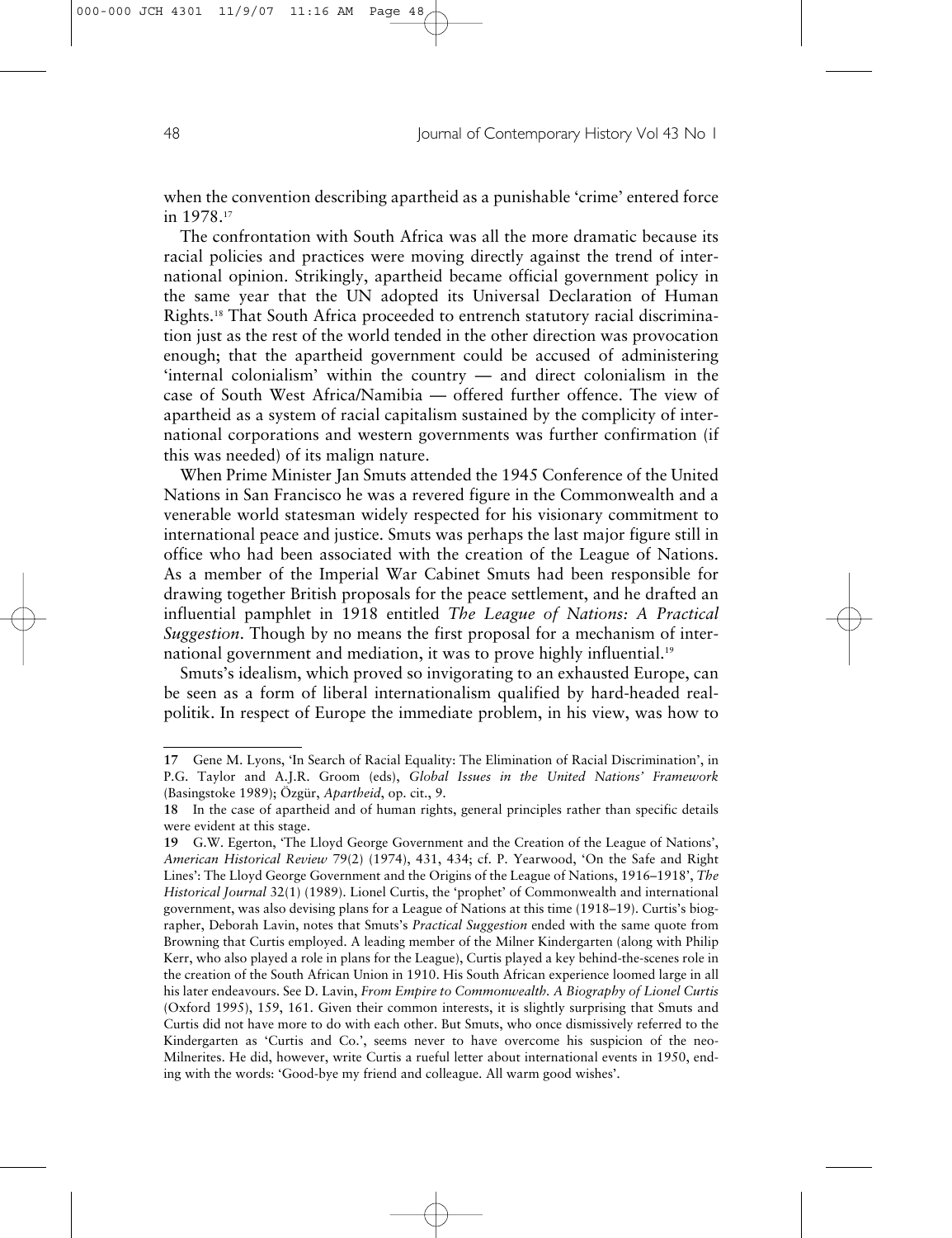when the convention describing apartheid as a punishable 'crime' entered force in 1978.[17]

The confrontation with South Africa was all the more dramatic because its racial policies and practices were moving directly against the trend of international opinion. Strikingly, apartheid became official government policy in the same year that the UN adopted its Universal Declaration of Human Rights.[18] That South Africa proceeded to entrench statutory racial discrimination just as the rest of the world tended in the other direction was provocation enough; that the apartheid government could be accused of administering 'internal colonialism' within the country — and direct colonialism in the case of South West Africa/Namibia — offered further offence. The view of apartheid as a system of racial capitalism sustained by the complicity of international corporations and western governments was further confirmation (if this was needed) of its malign nature.

When Prime Minister Jan Smuts attended the 1945 Conference of the United Nations in San Francisco he was a revered figure in the Commonwealth and a venerable world statesman widely respected for his visionary commitment to international peace and justice. Smuts was perhaps the last major figure still in office who had been associated with the creation of the League of Nations. As a member of the Imperial War Cabinet Smuts had been responsible for drawing together British proposals for the peace settlement, and he drafted an influential pamphlet in 1918 entitled *The League of Nations: A Practical Suggestion*. Though by no means the first proposal for a mechanism of international government and mediation, it was to prove highly influential.[19]

Smuts's idealism, which proved so invigorating to an exhausted Europe, can be seen as a form of liberal internationalism qualified by hard-headed realpolitik. In respect of Europe the immediate problem, in his view, was how to

---

**17** Gene M. Lyons, 'In Search of Racial Equality: The Elimination of Racial Discrimination', in P.G. Taylor and A.J.R. Groom (eds), *Global Issues in the United Nations' Framework* (Basingstoke 1989); Özgür, *Apartheid*, op. cit., 9.

**18** In the case of apartheid and of human rights, general principles rather than specific details were evident at this stage.

**19** G.W. Egerton, 'The Lloyd George Government and the Creation of the League of Nations', *American Historical Review* 79(2) (1974), 431, 434; cf. P. Yearwood, 'On the Safe and Right Lines': The Lloyd George Government and the Origins of the League of Nations, 1916–1918', *The Historical Journal* 32(1) (1989). Lionel Curtis, the 'prophet' of Commonwealth and international government, was also devising plans for a League of Nations at this time (1918–19). Curtis's biographer, Deborah Lavin, notes that Smuts's *Practical Suggestion* ended with the same quote from Browning that Curtis employed. A leading member of the Milner Kindergarten (along with Philip Kerr, who also played a role in plans for the League), Curtis played a key behind-the-scenes role in the creation of the South African Union in 1910. His South African experience loomed large in all his later endeavours. See D. Lavin, *From Empire to Commonwealth. A Biography of Lionel Curtis* (Oxford 1995), 159, 161. Given their common interests, it is slightly surprising that Smuts and Curtis did not have more to do with each other. But Smuts, who once dismissively referred to the Kindergarten as 'Curtis and Co.', seems never to have overcome his suspicion of the neo-Milnerites. He did, however, write Curtis a rueful letter about international events in 1950, ending with the words: 'Good-bye my friend and colleague. All warm good wishes'.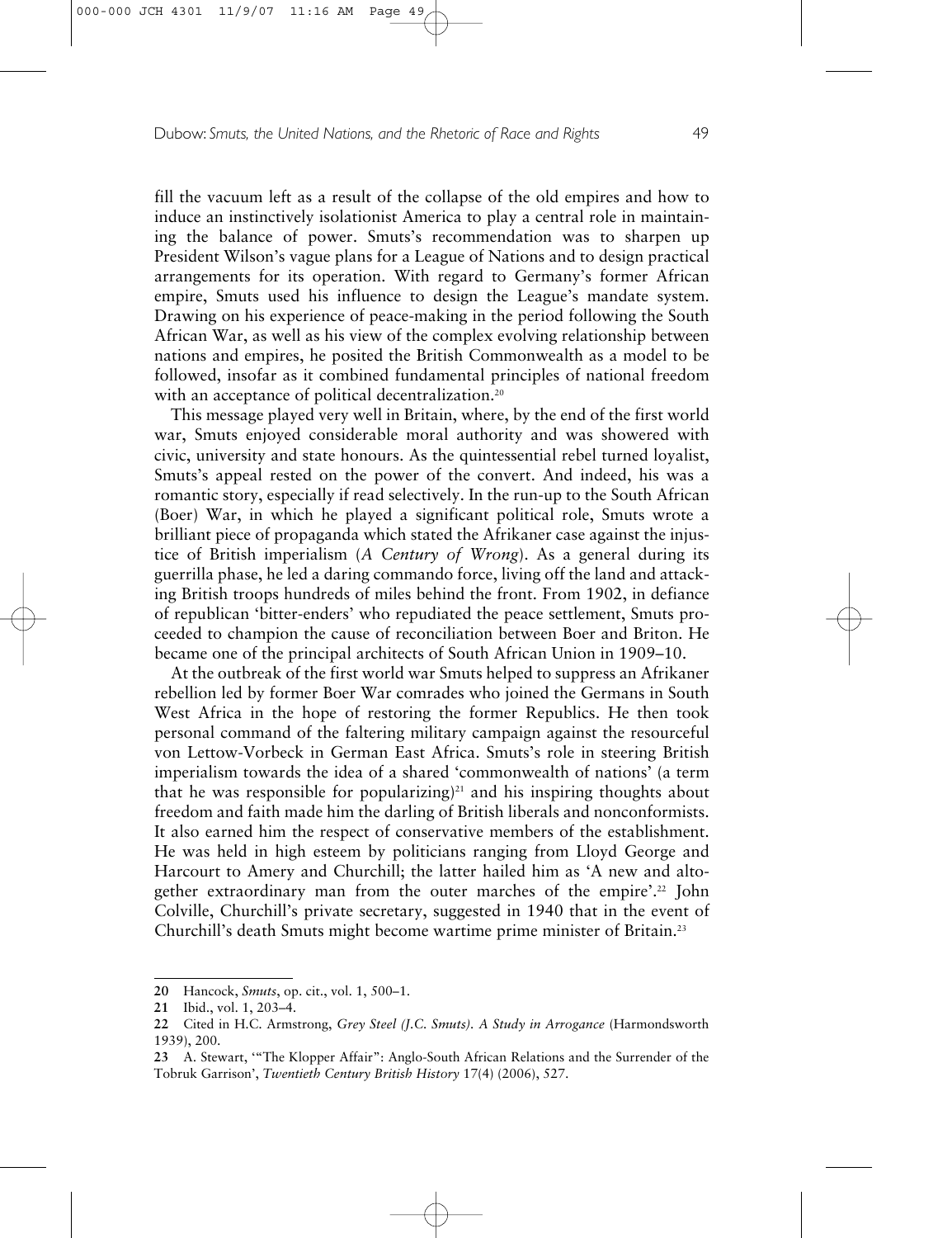fill the vacuum left as a result of the collapse of the old empires and how to induce an instinctively isolationist America to play a central role in maintaining the balance of power. Smuts's recommendation was to sharpen up President Wilson's vague plans for a League of Nations and to design practical arrangements for its operation. With regard to Germany's former African empire, Smuts used his influence to design the League's mandate system. Drawing on his experience of peace-making in the period following the South African War, as well as his view of the complex evolving relationship between nations and empires, he posited the British Commonwealth as a model to be followed, insofar as it combined fundamental principles of national freedom with an acceptance of political decentralization.[20]

This message played very well in Britain, where, by the end of the first world war, Smuts enjoyed considerable moral authority and was showered with civic, university and state honours. As the quintessential rebel turned loyalist, Smuts's appeal rested on the power of the convert. And indeed, his was a romantic story, especially if read selectively. In the run-up to the South African (Boer) War, in which he played a significant political role, Smuts wrote a brilliant piece of propaganda which stated the Afrikaner case against the injustice of British imperialism (*A Century of Wrong*). As a general during its guerrilla phase, he led a daring commando force, living off the land and attacking British troops hundreds of miles behind the front. From 1902, in defiance of republican 'bitter-enders' who repudiated the peace settlement, Smuts proceeded to champion the cause of reconciliation between Boer and Briton. He became one of the principal architects of South African Union in 1909–10.

At the outbreak of the first world war Smuts helped to suppress an Afrikaner rebellion led by former Boer War comrades who joined the Germans in South West Africa in the hope of restoring the former Republics. He then took personal command of the faltering military campaign against the resourceful von Lettow-Vorbeck in German East Africa. Smuts's role in steering British imperialism towards the idea of a shared 'commonwealth of nations' (a term that he was responsible for popularizing)[21] and his inspiring thoughts about freedom and faith made him the darling of British liberals and nonconformists. It also earned him the respect of conservative members of the establishment. He was held in high esteem by politicians ranging from Lloyd George and Harcourt to Amery and Churchill; the latter hailed him as 'A new and altogether extraordinary man from the outer marches of the empire'.[22] John Colville, Churchill's private secretary, suggested in 1940 that in the event of Churchill's death Smuts might become wartime prime minister of Britain.[23]

---

**20** Hancock, *Smuts*, op. cit., vol. 1, 500–1.

**21** Ibid., vol. 1, 203–4.

**22** Cited in H.C. Armstrong, *Grey Steel (J.C. Smuts). A Study in Arrogance* (Harmondsworth 1939), 200.

**23** A. Stewart, '"The Klopper Affair": Anglo-South African Relations and the Surrender of the Tobruk Garrison', *Twentieth Century British History* 17(4) (2006), 527.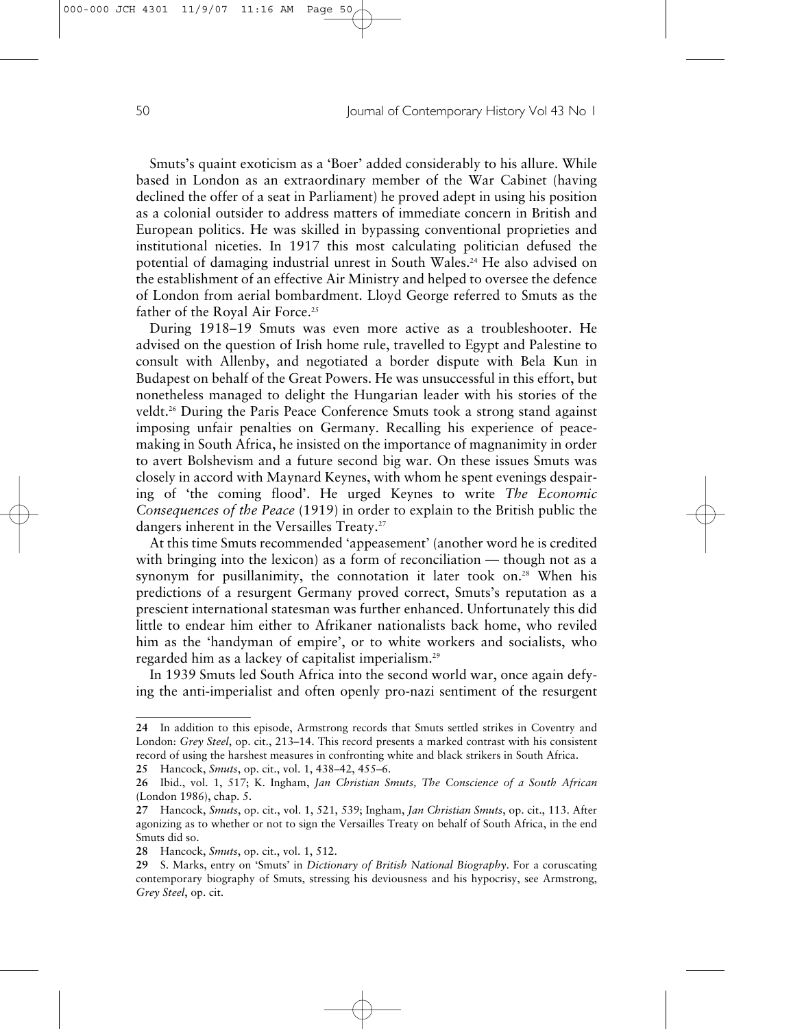Smuts's quaint exoticism as a 'Boer' added considerably to his allure. While based in London as an extraordinary member of the War Cabinet (having declined the offer of a seat in Parliament) he proved adept in using his position as a colonial outsider to address matters of immediate concern in British and European politics. He was skilled in bypassing conventional proprieties and institutional niceties. In 1917 this most calculating politician defused the potential of damaging industrial unrest in South Wales.[24] He also advised on the establishment of an effective Air Ministry and helped to oversee the defence of London from aerial bombardment. Lloyd George referred to Smuts as the father of the Royal Air Force.[25]

During 1918–19 Smuts was even more active as a troubleshooter. He advised on the question of Irish home rule, travelled to Egypt and Palestine to consult with Allenby, and negotiated a border dispute with Bela Kun in Budapest on behalf of the Great Powers. He was unsuccessful in this effort, but nonetheless managed to delight the Hungarian leader with his stories of the veldt.[26] During the Paris Peace Conference Smuts took a strong stand against imposing unfair penalties on Germany. Recalling his experience of peacemaking in South Africa, he insisted on the importance of magnanimity in order to avert Bolshevism and a future second big war. On these issues Smuts was closely in accord with Maynard Keynes, with whom he spent evenings despairing of 'the coming flood'. He urged Keynes to write *The Economic Consequences of the Peace* (1919) in order to explain to the British public the dangers inherent in the Versailles Treaty.[27]

At this time Smuts recommended 'appeasement' (another word he is credited with bringing into the lexicon) as a form of reconciliation — though not as a synonym for pusillanimity, the connotation it later took on.[28] When his predictions of a resurgent Germany proved correct, Smuts's reputation as a prescient international statesman was further enhanced. Unfortunately this did little to endear him either to Afrikaner nationalists back home, who reviled him as the 'handyman of empire', or to white workers and socialists, who regarded him as a lackey of capitalist imperialism.[29]

In 1939 Smuts led South Africa into the second world war, once again defying the anti-imperialist and often openly pro-nazi sentiment of the resurgent

---

**24** In addition to this episode, Armstrong records that Smuts settled strikes in Coventry and London: *Grey Steel*, op. cit., 213–14. This record presents a marked contrast with his consistent record of using the harshest measures in confronting white and black strikers in South Africa.

**25** Hancock, *Smuts*, op. cit., vol. 1, 438–42, 455–6.

**26** Ibid., vol. 1, 517; K. Ingham, *Jan Christian Smuts, The Conscience of a South African* (London 1986), chap. 5.

**27** Hancock, *Smuts*, op. cit., vol. 1, 521, 539; Ingham, *Jan Christian Smuts*, op. cit., 113. After agonizing as to whether or not to sign the Versailles Treaty on behalf of South Africa, in the end Smuts did so.

**28** Hancock, *Smuts*, op. cit., vol. 1, 512.

**29** S. Marks, entry on 'Smuts' in *Dictionary of British National Biography*. For a coruscating contemporary biography of Smuts, stressing his deviousness and his hypocrisy, see Armstrong, *Grey Steel*, op. cit.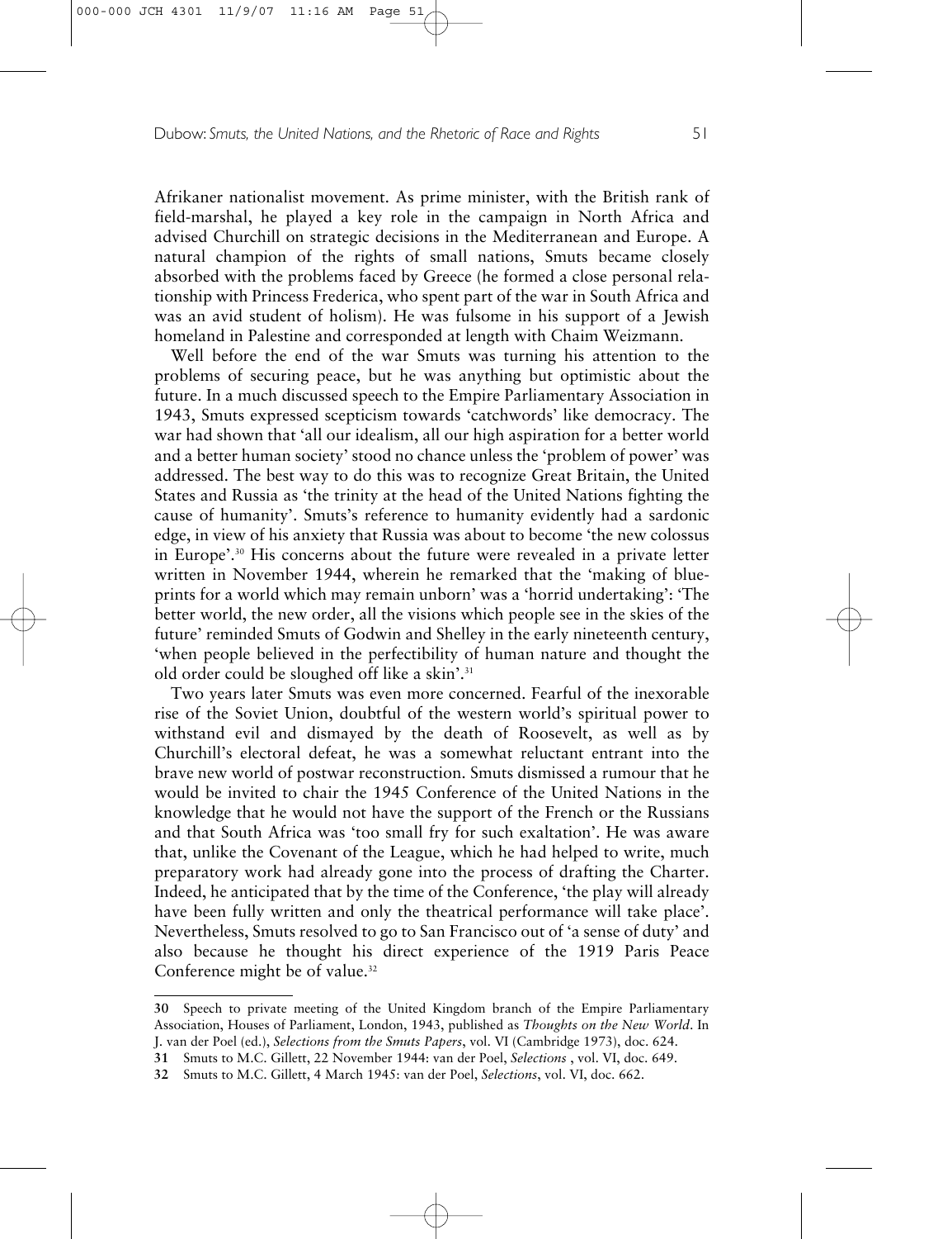Afrikaner nationalist movement. As prime minister, with the British rank of field-marshal, he played a key role in the campaign in North Africa and advised Churchill on strategic decisions in the Mediterranean and Europe. A natural champion of the rights of small nations, Smuts became closely absorbed with the problems faced by Greece (he formed a close personal relationship with Princess Frederica, who spent part of the war in South Africa and was an avid student of holism). He was fulsome in his support of a Jewish homeland in Palestine and corresponded at length with Chaim Weizmann.

Well before the end of the war Smuts was turning his attention to the problems of securing peace, but he was anything but optimistic about the future. In a much discussed speech to the Empire Parliamentary Association in 1943, Smuts expressed scepticism towards 'catchwords' like democracy. The war had shown that 'all our idealism, all our high aspiration for a better world and a better human society' stood no chance unless the 'problem of power' was addressed. The best way to do this was to recognize Great Britain, the United States and Russia as 'the trinity at the head of the United Nations fighting the cause of humanity'. Smuts's reference to humanity evidently had a sardonic edge, in view of his anxiety that Russia was about to become 'the new colossus in Europe'.[30] His concerns about the future were revealed in a private letter written in November 1944, wherein he remarked that the 'making of blueprints for a world which may remain unborn' was a 'horrid undertaking': 'The better world, the new order, all the visions which people see in the skies of the future' reminded Smuts of Godwin and Shelley in the early nineteenth century, 'when people believed in the perfectibility of human nature and thought the old order could be sloughed off like a skin'.[31]

Two years later Smuts was even more concerned. Fearful of the inexorable rise of the Soviet Union, doubtful of the western world's spiritual power to withstand evil and dismayed by the death of Roosevelt, as well as by Churchill's electoral defeat, he was a somewhat reluctant entrant into the brave new world of postwar reconstruction. Smuts dismissed a rumour that he would be invited to chair the 1945 Conference of the United Nations in the knowledge that he would not have the support of the French or the Russians and that South Africa was 'too small fry for such exaltation'. He was aware that, unlike the Covenant of the League, which he had helped to write, much preparatory work had already gone into the process of drafting the Charter. Indeed, he anticipated that by the time of the Conference, 'the play will already have been fully written and only the theatrical performance will take place'. Nevertheless, Smuts resolved to go to San Francisco out of 'a sense of duty' and also because he thought his direct experience of the 1919 Paris Peace Conference might be of value.[32]

---

**30** Speech to private meeting of the United Kingdom branch of the Empire Parliamentary Association, Houses of Parliament, London, 1943, published as *Thoughts on the New World*. In J. van der Poel (ed.), *Selections from the Smuts Papers*, vol. VI (Cambridge 1973), doc. 624.

**31** Smuts to M.C. Gillett, 22 November 1944: van der Poel, *Selections* , vol. VI, doc. 649.

**32** Smuts to M.C. Gillett, 4 March 1945: van der Poel, *Selections*, vol. VI, doc. 662.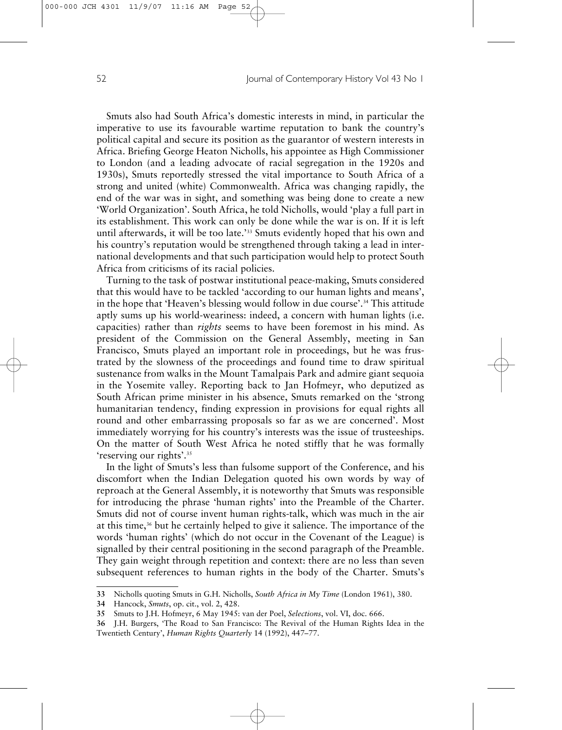Smuts also had South Africa's domestic interests in mind, in particular the imperative to use its favourable wartime reputation to bank the country's political capital and secure its position as the guarantor of western interests in Africa. Briefing George Heaton Nicholls, his appointee as High Commissioner to London (and a leading advocate of racial segregation in the 1920s and 1930s), Smuts reportedly stressed the vital importance to South Africa of a strong and united (white) Commonwealth. Africa was changing rapidly, the end of the war was in sight, and something was being done to create a new 'World Organization'. South Africa, he told Nicholls, would 'play a full part in its establishment. This work can only be done while the war is on. If it is left until afterwards, it will be too late.'[33] Smuts evidently hoped that his own and his country's reputation would be strengthened through taking a lead in international developments and that such participation would help to protect South Africa from criticisms of its racial policies.

Turning to the task of postwar institutional peace-making, Smuts considered that this would have to be tackled 'according to our human lights and means', in the hope that 'Heaven's blessing would follow in due course'.[34] This attitude aptly sums up his world-weariness: indeed, a concern with human lights (i.e. capacities) rather than *rights* seems to have been foremost in his mind. As president of the Commission on the General Assembly, meeting in San Francisco, Smuts played an important role in proceedings, but he was frustrated by the slowness of the proceedings and found time to draw spiritual sustenance from walks in the Mount Tamalpais Park and admire giant sequoia in the Yosemite valley. Reporting back to Jan Hofmeyr, who deputized as South African prime minister in his absence, Smuts remarked on the 'strong humanitarian tendency, finding expression in provisions for equal rights all round and other embarrassing proposals so far as we are concerned'. Most immediately worrying for his country's interests was the issue of trusteeships. On the matter of South West Africa he noted stiffly that he was formally 'reserving our rights'.[35]

In the light of Smuts's less than fulsome support of the Conference, and his discomfort when the Indian Delegation quoted his own words by way of reproach at the General Assembly, it is noteworthy that Smuts was responsible for introducing the phrase 'human rights' into the Preamble of the Charter. Smuts did not of course invent human rights-talk, which was much in the air at this time,[36] but he certainly helped to give it salience. The importance of the words 'human rights' (which do not occur in the Covenant of the League) is signalled by their central positioning in the second paragraph of the Preamble. They gain weight through repetition and context: there are no less than seven subsequent references to human rights in the body of the Charter. Smuts's

33 Nicholls quoting Smuts in G.H. Nicholls, *South Africa in My Time* (London 1961), 380.

34 Hancock, *Smuts*, op. cit., vol. 2, 428.

35 Smuts to J.H. Hofmeyr, 6 May 1945: van der Poel, *Selections*, vol. VI, doc. 666.

36 J.H. Burgers, 'The Road to San Francisco: The Revival of the Human Rights Idea in the Twentieth Century', *Human Rights Quarterly* 14 (1992), 447–77.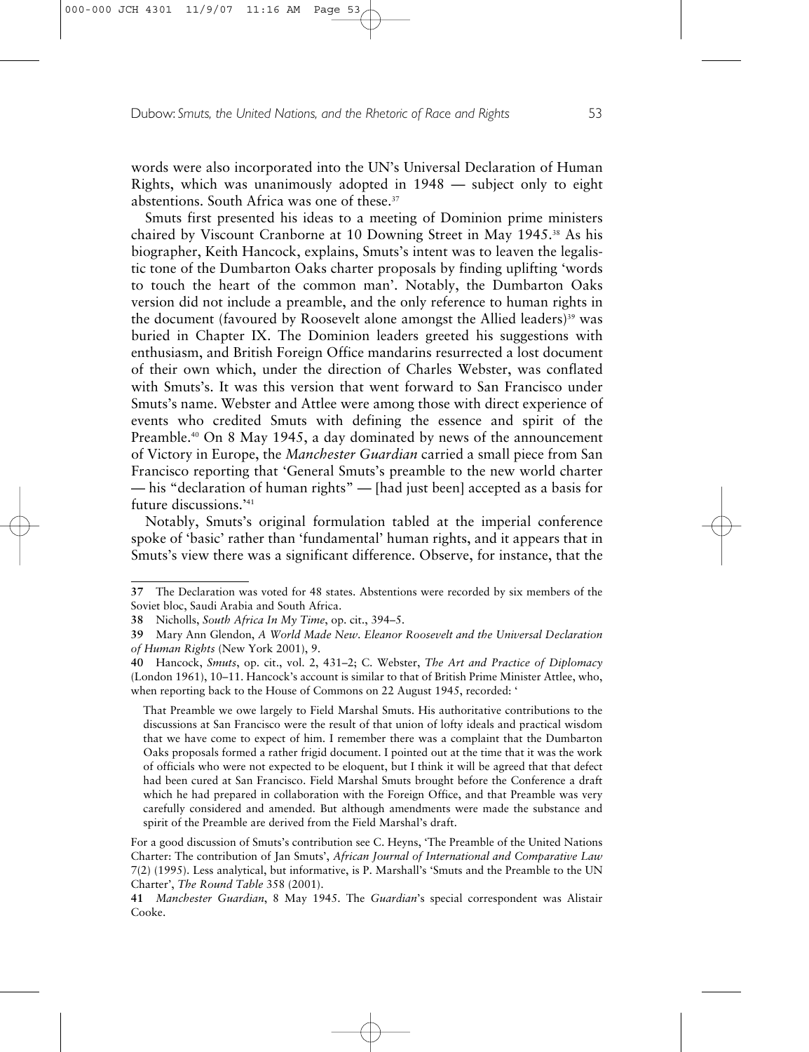words were also incorporated into the UN's Universal Declaration of Human Rights, which was unanimously adopted in 1948 — subject only to eight abstentions. South Africa was one of these.[37]

Smuts first presented his ideas to a meeting of Dominion prime ministers chaired by Viscount Cranborne at 10 Downing Street in May 1945.[38] As his biographer, Keith Hancock, explains, Smuts's intent was to leaven the legalistic tone of the Dumbarton Oaks charter proposals by finding uplifting 'words to touch the heart of the common man'. Notably, the Dumbarton Oaks version did not include a preamble, and the only reference to human rights in the document (favoured by Roosevelt alone amongst the Allied leaders)[39] was buried in Chapter IX. The Dominion leaders greeted his suggestions with enthusiasm, and British Foreign Office mandarins resurrected a lost document of their own which, under the direction of Charles Webster, was conflated with Smuts's. It was this version that went forward to San Francisco under Smuts's name. Webster and Attlee were among those with direct experience of events who credited Smuts with defining the essence and spirit of the Preamble.[40] On 8 May 1945, a day dominated by news of the announcement of Victory in Europe, the *Manchester Guardian* carried a small piece from San Francisco reporting that 'General Smuts's preamble to the new world charter — his "declaration of human rights" — [had just been] accepted as a basis for future discussions.'[41]

Notably, Smuts's original formulation tabled at the imperial conference spoke of 'basic' rather than 'fundamental' human rights, and it appears that in Smuts's view there was a significant difference. Observe, for instance, that the

---

**37** The Declaration was voted for 48 states. Abstentions were recorded by six members of the Soviet bloc, Saudi Arabia and South Africa.

**38** Nicholls, *South Africa In My Time*, op. cit., 394–5.

**39** Mary Ann Glendon, *A World Made New. Eleanor Roosevelt and the Universal Declaration of Human Rights* (New York 2001), 9.

**40** Hancock, *Smuts*, op. cit., vol. 2, 431–2; C. Webster, *The Art and Practice of Diplomacy* (London 1961), 10–11. Hancock's account is similar to that of British Prime Minister Attlee, who, when reporting back to the House of Commons on 22 August 1945, recorded: '

> That Preamble we owe largely to Field Marshal Smuts. His authoritative contributions to the discussions at San Francisco were the result of that union of lofty ideals and practical wisdom that we have come to expect of him. I remember there was a complaint that the Dumbarton Oaks proposals formed a rather frigid document. I pointed out at the time that it was the work of officials who were not expected to be eloquent, but I think it will be agreed that that defect had been cured at San Francisco. Field Marshal Smuts brought before the Conference a draft which he had prepared in collaboration with the Foreign Office, and that Preamble was very carefully considered and amended. But although amendments were made the substance and spirit of the Preamble are derived from the Field Marshal's draft.

For a good discussion of Smuts's contribution see C. Heyns, 'The Preamble of the United Nations Charter: The contribution of Jan Smuts', *African Journal of International and Comparative Law* 7(2) (1995). Less analytical, but informative, is P. Marshall's 'Smuts and the Preamble to the UN Charter', *The Round Table* 358 (2001).

**41** *Manchester Guardian*, 8 May 1945. The *Guardian*'s special correspondent was Alistair Cooke.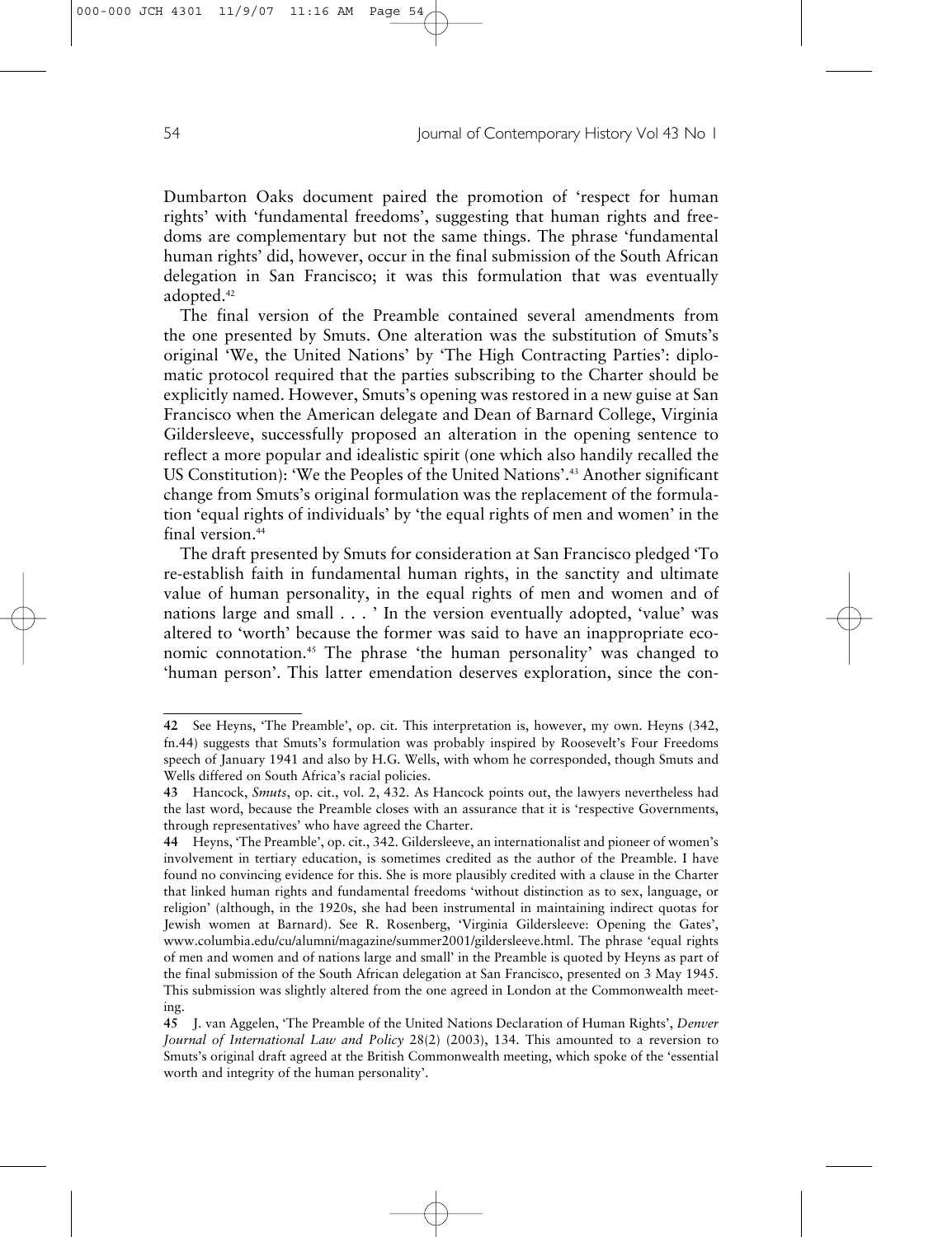Dumbarton Oaks document paired the promotion of 'respect for human rights' with 'fundamental freedoms', suggesting that human rights and freedoms are complementary but not the same things. The phrase 'fundamental human rights' did, however, occur in the final submission of the South African delegation in San Francisco; it was this formulation that was eventually adopted.[42]

The final version of the Preamble contained several amendments from the one presented by Smuts. One alteration was the substitution of Smuts's original 'We, the United Nations' by 'The High Contracting Parties': diplomatic protocol required that the parties subscribing to the Charter should be explicitly named. However, Smuts's opening was restored in a new guise at San Francisco when the American delegate and Dean of Barnard College, Virginia Gildersleeve, successfully proposed an alteration in the opening sentence to reflect a more popular and idealistic spirit (one which also handily recalled the US Constitution): 'We the Peoples of the United Nations'.[43] Another significant change from Smuts's original formulation was the replacement of the formulation 'equal rights of individuals' by 'the equal rights of men and women' in the final version.[44]

The draft presented by Smuts for consideration at San Francisco pledged 'To re-establish faith in fundamental human rights, in the sanctity and ultimate value of human personality, in the equal rights of men and women and of nations large and small . . . ' In the version eventually adopted, 'value' was altered to 'worth' because the former was said to have an inappropriate economic connotation.[45] The phrase 'the human personality' was changed to 'human person'. This latter emendation deserves exploration, since the con-

---

**42** See Heyns, 'The Preamble', op. cit. This interpretation is, however, my own. Heyns (342, fn.44) suggests that Smuts's formulation was probably inspired by Roosevelt's Four Freedoms speech of January 1941 and also by H.G. Wells, with whom he corresponded, though Smuts and Wells differed on South Africa's racial policies.

**43** Hancock, *Smuts*, op. cit., vol. 2, 432. As Hancock points out, the lawyers nevertheless had the last word, because the Preamble closes with an assurance that it is 'respective Governments, through representatives' who have agreed the Charter.

**44** Heyns, 'The Preamble', op. cit., 342. Gildersleeve, an internationalist and pioneer of women's involvement in tertiary education, is sometimes credited as the author of the Preamble. I have found no convincing evidence for this. She is more plausibly credited with a clause in the Charter that linked human rights and fundamental freedoms 'without distinction as to sex, language, or religion' (although, in the 1920s, she had been instrumental in maintaining indirect quotas for Jewish women at Barnard). See R. Rosenberg, 'Virginia Gildersleeve: Opening the Gates', www.columbia.edu/cu/alumni/magazine/summer2001/gildersleeve.html. The phrase 'equal rights of men and women and of nations large and small' in the Preamble is quoted by Heyns as part of the final submission of the South African delegation at San Francisco, presented on 3 May 1945. This submission was slightly altered from the one agreed in London at the Commonwealth meeting.

**45** J. van Aggelen, 'The Preamble of the United Nations Declaration of Human Rights', *Denver Journal of International Law and Policy* 28(2) (2003), 134. This amounted to a reversion to Smuts's original draft agreed at the British Commonwealth meeting, which spoke of the 'essential worth and integrity of the human personality'.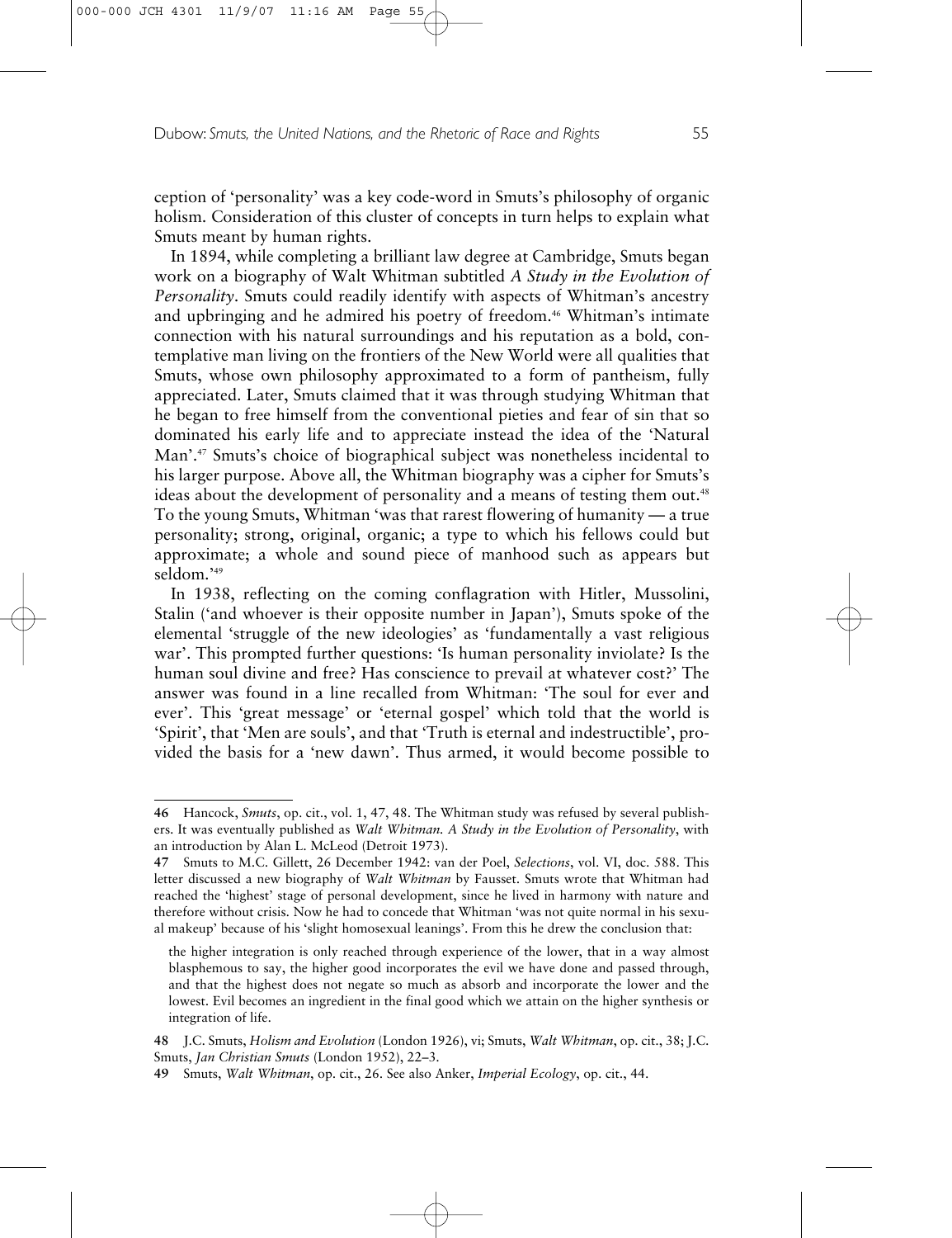ception of 'personality' was a key code-word in Smuts's philosophy of organic holism. Consideration of this cluster of concepts in turn helps to explain what Smuts meant by human rights.

In 1894, while completing a brilliant law degree at Cambridge, Smuts began work on a biography of Walt Whitman subtitled *A Study in the Evolution of Personality*. Smuts could readily identify with aspects of Whitman's ancestry and upbringing and he admired his poetry of freedom.[46] Whitman's intimate connection with his natural surroundings and his reputation as a bold, contemplative man living on the frontiers of the New World were all qualities that Smuts, whose own philosophy approximated to a form of pantheism, fully appreciated. Later, Smuts claimed that it was through studying Whitman that he began to free himself from the conventional pieties and fear of sin that so dominated his early life and to appreciate instead the idea of the 'Natural Man'.[47] Smuts's choice of biographical subject was nonetheless incidental to his larger purpose. Above all, the Whitman biography was a cipher for Smuts's ideas about the development of personality and a means of testing them out.[48] To the young Smuts, Whitman 'was that rarest flowering of humanity — a true personality; strong, original, organic; a type to which his fellows could but approximate; a whole and sound piece of manhood such as appears but seldom.'[49]

In 1938, reflecting on the coming conflagration with Hitler, Mussolini, Stalin ('and whoever is their opposite number in Japan'), Smuts spoke of the elemental 'struggle of the new ideologies' as 'fundamentally a vast religious war'. This prompted further questions: 'Is human personality inviolate? Is the human soul divine and free? Has conscience to prevail at whatever cost?' The answer was found in a line recalled from Whitman: 'The soul for ever and ever'. This 'great message' or 'eternal gospel' which told that the world is 'Spirit', that 'Men are souls', and that 'Truth is eternal and indestructible', provided the basis for a 'new dawn'. Thus armed, it would become possible to

---

**46** Hancock, *Smuts*, op. cit., vol. 1, 47, 48. The Whitman study was refused by several publishers. It was eventually published as *Walt Whitman. A Study in the Evolution of Personality*, with an introduction by Alan L. McLeod (Detroit 1973).

**47** Smuts to M.C. Gillett, 26 December 1942: van der Poel, *Selections*, vol. VI, doc. 588. This letter discussed a new biography of *Walt Whitman* by Fausset. Smuts wrote that Whitman had reached the 'highest' stage of personal development, since he lived in harmony with nature and therefore without crisis. Now he had to concede that Whitman 'was not quite normal in his sexual makeup' because of his 'slight homosexual leanings'. From this he drew the conclusion that:

> the higher integration is only reached through experience of the lower, that in a way almost blasphemous to say, the higher good incorporates the evil we have done and passed through, and that the highest does not negate so much as absorb and incorporate the lower and the lowest. Evil becomes an ingredient in the final good which we attain on the higher synthesis or integration of life.

**48** J.C. Smuts, *Holism and Evolution* (London 1926), vi; Smuts, *Walt Whitman*, op. cit., 38; J.C. Smuts, *Jan Christian Smuts* (London 1952), 22–3.

**49** Smuts, *Walt Whitman*, op. cit., 26. See also Anker, *Imperial Ecology*, op. cit., 44.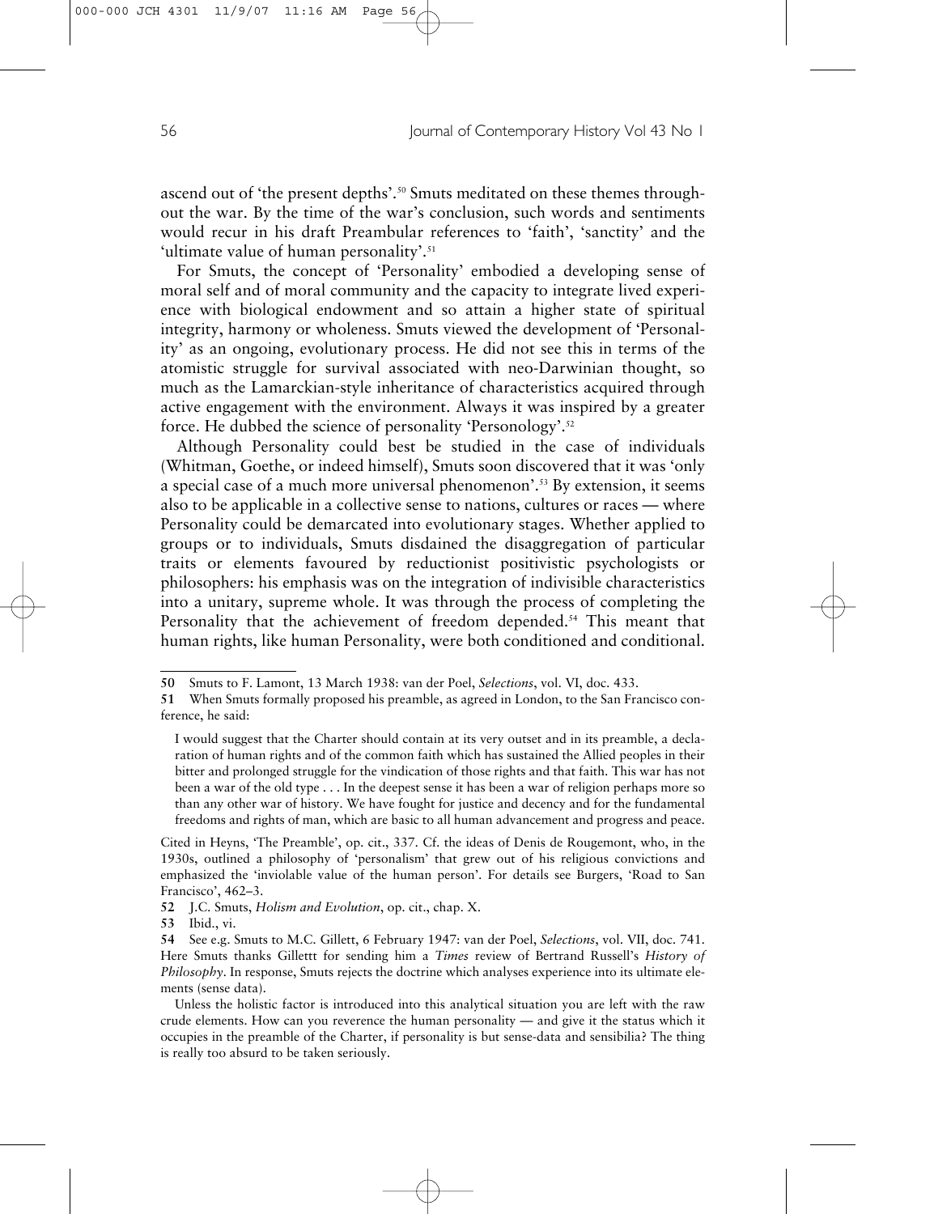ascend out of 'the present depths'.[50] Smuts meditated on these themes throughout the war. By the time of the war's conclusion, such words and sentiments would recur in his draft Preambular references to 'faith', 'sanctity' and the 'ultimate value of human personality'.[51]

For Smuts, the concept of 'Personality' embodied a developing sense of moral self and of moral community and the capacity to integrate lived experience with biological endowment and so attain a higher state of spiritual integrity, harmony or wholeness. Smuts viewed the development of 'Personality' as an ongoing, evolutionary process. He did not see this in terms of the atomistic struggle for survival associated with neo-Darwinian thought, so much as the Lamarckian-style inheritance of characteristics acquired through active engagement with the environment. Always it was inspired by a greater force. He dubbed the science of personality 'Personology'.[52]

Although Personality could best be studied in the case of individuals (Whitman, Goethe, or indeed himself), Smuts soon discovered that it was 'only a special case of a much more universal phenomenon'.[53] By extension, it seems also to be applicable in a collective sense to nations, cultures or races — where Personality could be demarcated into evolutionary stages. Whether applied to groups or to individuals, Smuts disdained the disaggregation of particular traits or elements favoured by reductionist positivistic psychologists or philosophers: his emphasis was on the integration of indivisible characteristics into a unitary, supreme whole. It was through the process of completing the Personality that the achievement of freedom depended.[54] This meant that human rights, like human Personality, were both conditioned and conditional.

---

**50** Smuts to F. Lamont, 13 March 1938: van der Poel, *Selections*, vol. VI, doc. 433.

**51** When Smuts formally proposed his preamble, as agreed in London, to the San Francisco conference, he said:

> I would suggest that the Charter should contain at its very outset and in its preamble, a declaration of human rights and of the common faith which has sustained the Allied peoples in their bitter and prolonged struggle for the vindication of those rights and that faith. This war has not been a war of the old type . . . In the deepest sense it has been a war of religion perhaps more so than any other war of history. We have fought for justice and decency and for the fundamental freedoms and rights of man, which are basic to all human advancement and progress and peace.

Cited in Heyns, 'The Preamble', op. cit., 337. Cf. the ideas of Denis de Rougemont, who, in the 1930s, outlined a philosophy of 'personalism' that grew out of his religious convictions and emphasized the 'inviolable value of the human person'. For details see Burgers, 'Road to San Francisco', 462–3.

**52** J.C. Smuts, *Holism and Evolution*, op. cit., chap. X.

**53** Ibid., vi.

**54** See e.g. Smuts to M.C. Gillett, 6 February 1947: van der Poel, *Selections*, vol. VII, doc. 741. Here Smuts thanks Gillettt for sending him a *Times* review of Bertrand Russell's *History of Philosophy*. In response, Smuts rejects the doctrine which analyses experience into its ultimate elements (sense data).

> Unless the holistic factor is introduced into this analytical situation you are left with the raw crude elements. How can you reverence the human personality — and give it the status which it occupies in the preamble of the Charter, if personality is but sense-data and sensibilia? The thing is really too absurd to be taken seriously.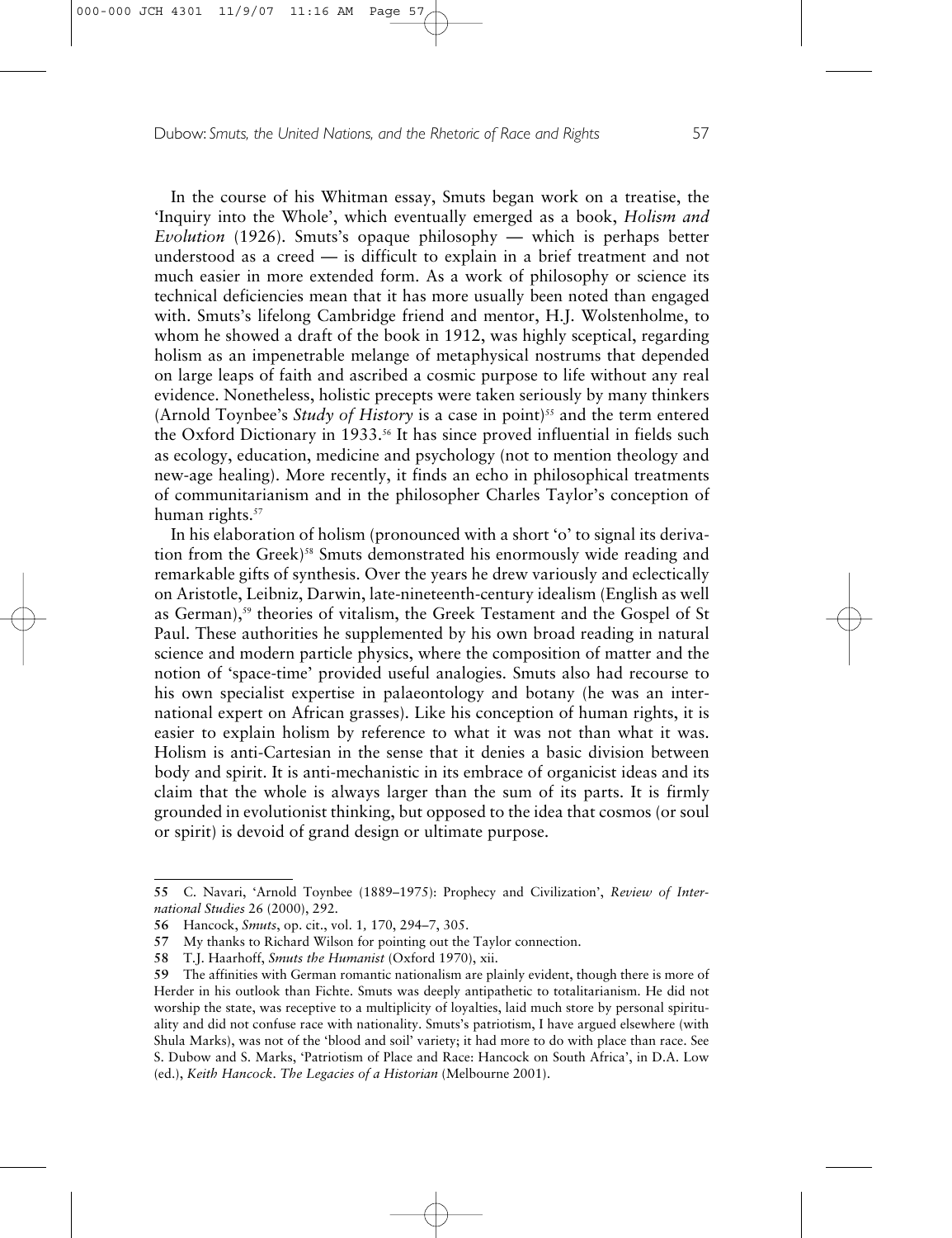In the course of his Whitman essay, Smuts began work on a treatise, the 'Inquiry into the Whole', which eventually emerged as a book, *Holism and Evolution* (1926). Smuts's opaque philosophy — which is perhaps better understood as a creed — is difficult to explain in a brief treatment and not much easier in more extended form. As a work of philosophy or science its technical deficiencies mean that it has more usually been noted than engaged with. Smuts's lifelong Cambridge friend and mentor, H.J. Wolstenholme, to whom he showed a draft of the book in 1912, was highly sceptical, regarding holism as an impenetrable melange of metaphysical nostrums that depended on large leaps of faith and ascribed a cosmic purpose to life without any real evidence. Nonetheless, holistic precepts were taken seriously by many thinkers (Arnold Toynbee's *Study of History* is a case in point)[55] and the term entered the Oxford Dictionary in 1933.[56] It has since proved influential in fields such as ecology, education, medicine and psychology (not to mention theology and new-age healing). More recently, it finds an echo in philosophical treatments of communitarianism and in the philosopher Charles Taylor's conception of human rights.[57]

In his elaboration of holism (pronounced with a short 'o' to signal its derivation from the Greek)[58] Smuts demonstrated his enormously wide reading and remarkable gifts of synthesis. Over the years he drew variously and eclectically on Aristotle, Leibniz, Darwin, late-nineteenth-century idealism (English as well as German),[59] theories of vitalism, the Greek Testament and the Gospel of St Paul. These authorities he supplemented by his own broad reading in natural science and modern particle physics, where the composition of matter and the notion of 'space-time' provided useful analogies. Smuts also had recourse to his own specialist expertise in palaeontology and botany (he was an international expert on African grasses). Like his conception of human rights, it is easier to explain holism by reference to what it was not than what it was. Holism is anti-Cartesian in the sense that it denies a basic division between body and spirit. It is anti-mechanistic in its embrace of organicist ideas and its claim that the whole is always larger than the sum of its parts. It is firmly grounded in evolutionist thinking, but opposed to the idea that cosmos (or soul or spirit) is devoid of grand design or ultimate purpose.

---

**55** C. Navari, 'Arnold Toynbee (1889–1975): Prophecy and Civilization', *Review of International Studies* 26 (2000), 292.

**56** Hancock, *Smuts*, op. cit., vol. 1, 170, 294–7, 305.

**57** My thanks to Richard Wilson for pointing out the Taylor connection.

**58** T.J. Haarhoff, *Smuts the Humanist* (Oxford 1970), xii.

**59** The affinities with German romantic nationalism are plainly evident, though there is more of Herder in his outlook than Fichte. Smuts was deeply antipathetic to totalitarianism. He did not worship the state, was receptive to a multiplicity of loyalties, laid much store by personal spirituality and did not confuse race with nationality. Smuts's patriotism, I have argued elsewhere (with Shula Marks), was not of the 'blood and soil' variety; it had more to do with place than race. See S. Dubow and S. Marks, 'Patriotism of Place and Race: Hancock on South Africa', in D.A. Low (ed.), *Keith Hancock. The Legacies of a Historian* (Melbourne 2001).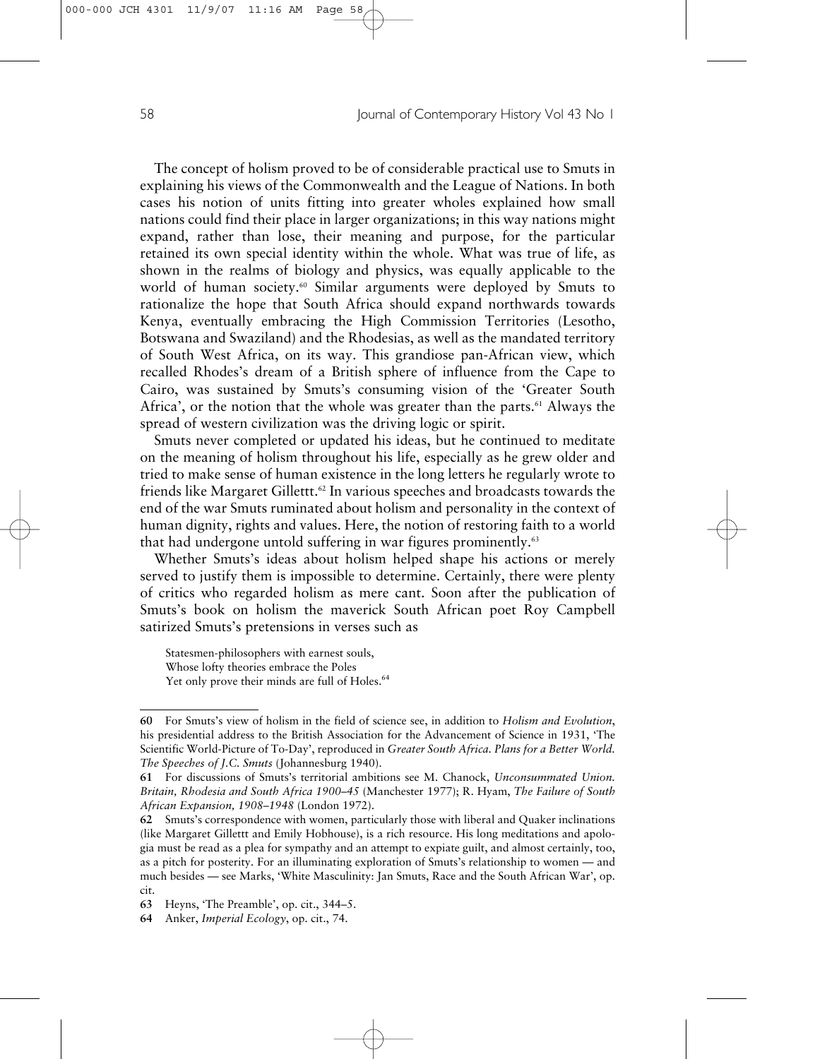The concept of holism proved to be of considerable practical use to Smuts in explaining his views of the Commonwealth and the League of Nations. In both cases his notion of units fitting into greater wholes explained how small nations could find their place in larger organizations; in this way nations might expand, rather than lose, their meaning and purpose, for the particular retained its own special identity within the whole. What was true of life, as shown in the realms of biology and physics, was equally applicable to the world of human society.[60] Similar arguments were deployed by Smuts to rationalize the hope that South Africa should expand northwards towards Kenya, eventually embracing the High Commission Territories (Lesotho, Botswana and Swaziland) and the Rhodesias, as well as the mandated territory of South West Africa, on its way. This grandiose pan-African view, which recalled Rhodes's dream of a British sphere of influence from the Cape to Cairo, was sustained by Smuts's consuming vision of the 'Greater South Africa', or the notion that the whole was greater than the parts.[61] Always the spread of western civilization was the driving logic or spirit.

Smuts never completed or updated his ideas, but he continued to meditate on the meaning of holism throughout his life, especially as he grew older and tried to make sense of human existence in the long letters he regularly wrote to friends like Margaret Gillettt.[62] In various speeches and broadcasts towards the end of the war Smuts ruminated about holism and personality in the context of human dignity, rights and values. Here, the notion of restoring faith to a world that had undergone untold suffering in war figures prominently.[63]

Whether Smuts's ideas about holism helped shape his actions or merely served to justify them is impossible to determine. Certainly, there were plenty of critics who regarded holism as mere cant. Soon after the publication of Smuts's book on holism the maverick South African poet Roy Campbell satirized Smuts's pretensions in verses such as

> Statesmen-philosophers with earnest souls,
> Whose lofty theories embrace the Poles
> Yet only prove their minds are full of Holes.[64]

---

**60** For Smuts's view of holism in the field of science see, in addition to *Holism and Evolution*, his presidential address to the British Association for the Advancement of Science in 1931, 'The Scientific World-Picture of To-Day', reproduced in *Greater South Africa. Plans for a Better World. The Speeches of J.C. Smuts* (Johannesburg 1940).

**61** For discussions of Smuts's territorial ambitions see M. Chanock, *Unconsummated Union. Britain, Rhodesia and South Africa 1900–45* (Manchester 1977); R. Hyam, *The Failure of South African Expansion, 1908–1948* (London 1972).

**62** Smuts's correspondence with women, particularly those with liberal and Quaker inclinations (like Margaret Gillettt and Emily Hobhouse), is a rich resource. His long meditations and apologia must be read as a plea for sympathy and an attempt to expiate guilt, and almost certainly, too, as a pitch for posterity. For an illuminating exploration of Smuts's relationship to women — and much besides — see Marks, 'White Masculinity: Jan Smuts, Race and the South African War', op. cit.

**63** Heyns, 'The Preamble', op. cit., 344–5.

**64** Anker, *Imperial Ecology*, op. cit., 74.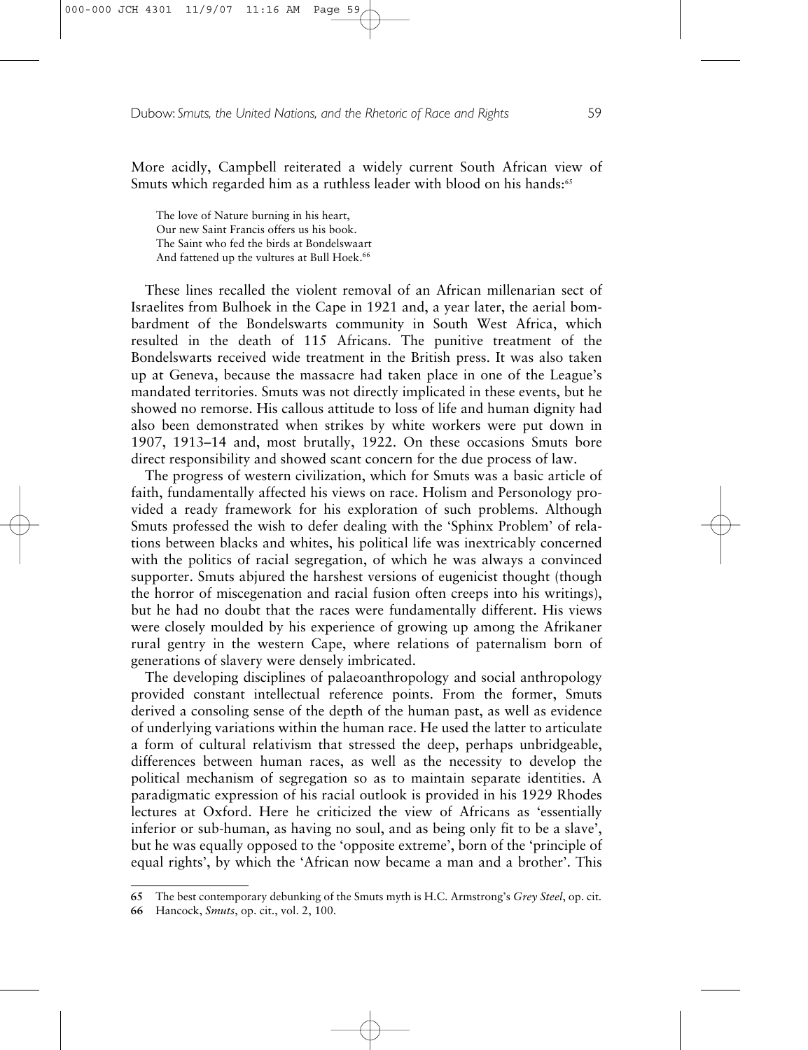More acidly, Campbell reiterated a widely current South African view of Smuts which regarded him as a ruthless leader with blood on his hands:[65]

> The love of Nature burning in his heart,
> Our new Saint Francis offers us his book.
> The Saint who fed the birds at Bondelswaart
> And fattened up the vultures at Bull Hoek.[66]

These lines recalled the violent removal of an African millenarian sect of Israelites from Bulhoek in the Cape in 1921 and, a year later, the aerial bombardment of the Bondelswarts community in South West Africa, which resulted in the death of 115 Africans. The punitive treatment of the Bondelswarts received wide treatment in the British press. It was also taken up at Geneva, because the massacre had taken place in one of the League's mandated territories. Smuts was not directly implicated in these events, but he showed no remorse. His callous attitude to loss of life and human dignity had also been demonstrated when strikes by white workers were put down in 1907, 1913–14 and, most brutally, 1922. On these occasions Smuts bore direct responsibility and showed scant concern for the due process of law.

The progress of western civilization, which for Smuts was a basic article of faith, fundamentally affected his views on race. Holism and Personology provided a ready framework for his exploration of such problems. Although Smuts professed the wish to defer dealing with the 'Sphinx Problem' of relations between blacks and whites, his political life was inextricably concerned with the politics of racial segregation, of which he was always a convinced supporter. Smuts abjured the harshest versions of eugenicist thought (though the horror of miscegenation and racial fusion often creeps into his writings), but he had no doubt that the races were fundamentally different. His views were closely moulded by his experience of growing up among the Afrikaner rural gentry in the western Cape, where relations of paternalism born of generations of slavery were densely imbricated.

The developing disciplines of palaeoanthropology and social anthropology provided constant intellectual reference points. From the former, Smuts derived a consoling sense of the depth of the human past, as well as evidence of underlying variations within the human race. He used the latter to articulate a form of cultural relativism that stressed the deep, perhaps unbridgeable, differences between human races, as well as the necessity to develop the political mechanism of segregation so as to maintain separate identities. A paradigmatic expression of his racial outlook is provided in his 1929 Rhodes lectures at Oxford. Here he criticized the view of Africans as 'essentially inferior or sub-human, as having no soul, and as being only fit to be a slave', but he was equally opposed to the 'opposite extreme', born of the 'principle of equal rights', by which the 'African now became a man and a brother'. This

---

65 The best contemporary debunking of the Smuts myth is H.C. Armstrong's *Grey Steel*, op. cit.

66 Hancock, *Smuts*, op. cit., vol. 2, 100.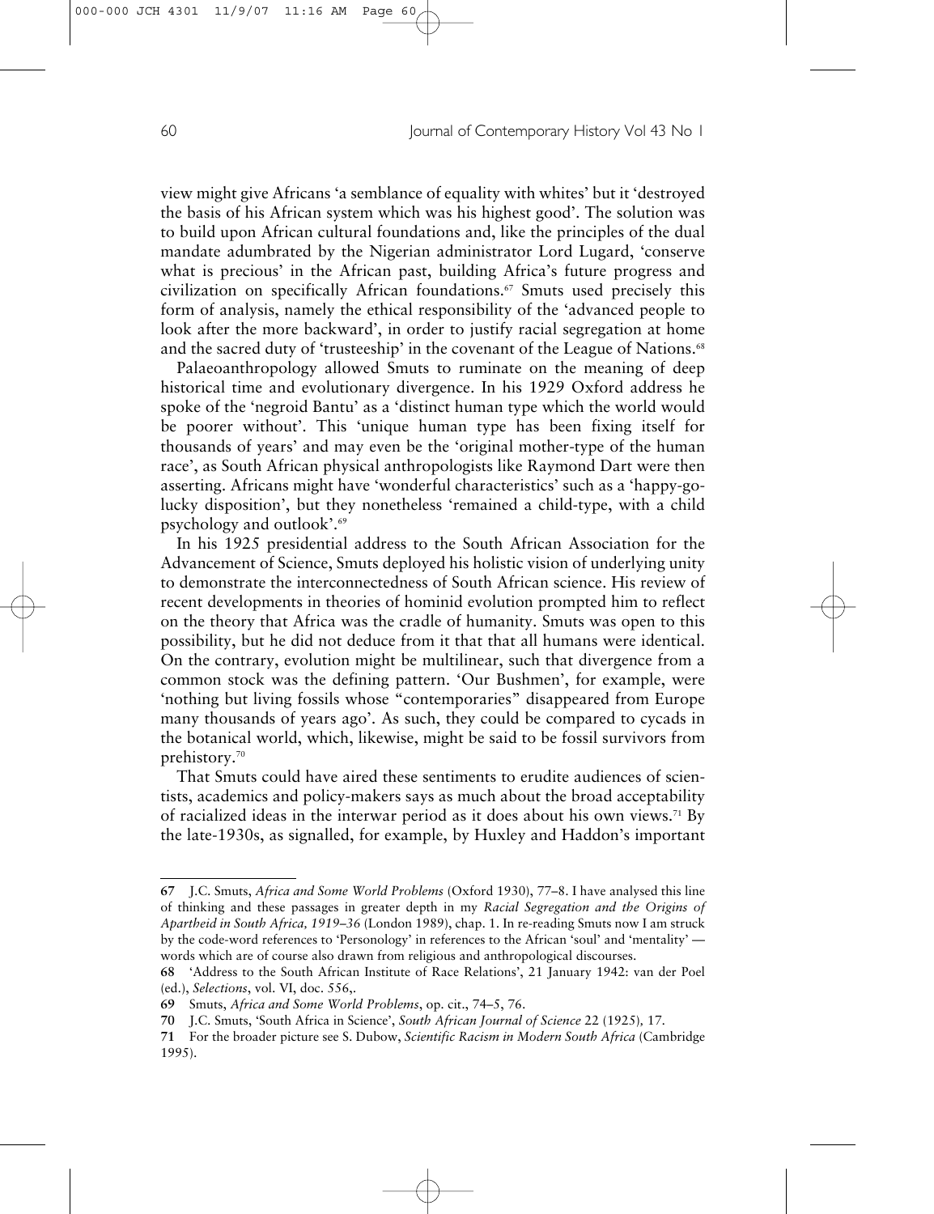view might give Africans 'a semblance of equality with whites' but it 'destroyed the basis of his African system which was his highest good'. The solution was to build upon African cultural foundations and, like the principles of the dual mandate adumbrated by the Nigerian administrator Lord Lugard, 'conserve what is precious' in the African past, building Africa's future progress and civilization on specifically African foundations.[67] Smuts used precisely this form of analysis, namely the ethical responsibility of the 'advanced people to look after the more backward', in order to justify racial segregation at home and the sacred duty of 'trusteeship' in the covenant of the League of Nations.[68]

Palaeoanthropology allowed Smuts to ruminate on the meaning of deep historical time and evolutionary divergence. In his 1929 Oxford address he spoke of the 'negroid Bantu' as a 'distinct human type which the world would be poorer without'. This 'unique human type has been fixing itself for thousands of years' and may even be the 'original mother-type of the human race', as South African physical anthropologists like Raymond Dart were then asserting. Africans might have 'wonderful characteristics' such as a 'happy-go-lucky disposition', but they nonetheless 'remained a child-type, with a child psychology and outlook'.[69]

In his 1925 presidential address to the South African Association for the Advancement of Science, Smuts deployed his holistic vision of underlying unity to demonstrate the interconnectedness of South African science. His review of recent developments in theories of hominid evolution prompted him to reflect on the theory that Africa was the cradle of humanity. Smuts was open to this possibility, but he did not deduce from it that that all humans were identical. On the contrary, evolution might be multilinear, such that divergence from a common stock was the defining pattern. 'Our Bushmen', for example, were 'nothing but living fossils whose "contemporaries" disappeared from Europe many thousands of years ago'. As such, they could be compared to cycads in the botanical world, which, likewise, might be said to be fossil survivors from prehistory.[70]

That Smuts could have aired these sentiments to erudite audiences of scientists, academics and policy-makers says as much about the broad acceptability of racialized ideas in the interwar period as it does about his own views.[71] By the late-1930s, as signalled, for example, by Huxley and Haddon's important

---

**67** J.C. Smuts, *Africa and Some World Problems* (Oxford 1930), 77–8. I have analysed this line of thinking and these passages in greater depth in my *Racial Segregation and the Origins of Apartheid in South Africa, 1919–36* (London 1989), chap. 1. In re-reading Smuts now I am struck by the code-word references to 'Personology' in references to the African 'soul' and 'mentality' — words which are of course also drawn from religious and anthropological discourses.

**68** 'Address to the South African Institute of Race Relations', 21 January 1942: van der Poel (ed.), *Selections*, vol. VI, doc. 556,.

**69** Smuts, *Africa and Some World Problems*, op. cit., 74–5, 76.

**70** J.C. Smuts, 'South Africa in Science', *South African Journal of Science* 22 (1925), 17.

**71** For the broader picture see S. Dubow, *Scientific Racism in Modern South Africa* (Cambridge 1995).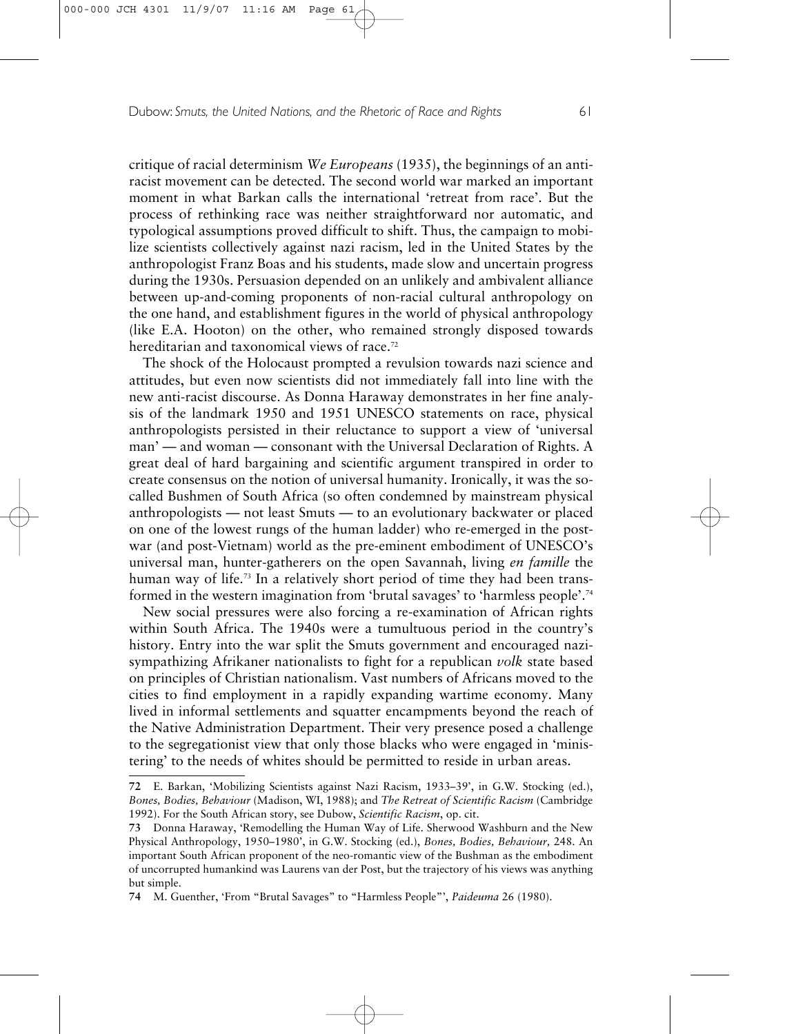critique of racial determinism *We Europeans* (1935), the beginnings of an anti-racist movement can be detected. The second world war marked an important moment in what Barkan calls the international 'retreat from race'. But the process of rethinking race was neither straightforward nor automatic, and typological assumptions proved difficult to shift. Thus, the campaign to mobilize scientists collectively against nazi racism, led in the United States by the anthropologist Franz Boas and his students, made slow and uncertain progress during the 1930s. Persuasion depended on an unlikely and ambivalent alliance between up-and-coming proponents of non-racial cultural anthropology on the one hand, and establishment figures in the world of physical anthropology (like E.A. Hooton) on the other, who remained strongly disposed towards hereditarian and taxonomical views of race.[72]

The shock of the Holocaust prompted a revulsion towards nazi science and attitudes, but even now scientists did not immediately fall into line with the new anti-racist discourse. As Donna Haraway demonstrates in her fine analysis of the landmark 1950 and 1951 UNESCO statements on race, physical anthropologists persisted in their reluctance to support a view of 'universal man' — and woman — consonant with the Universal Declaration of Rights. A great deal of hard bargaining and scientific argument transpired in order to create consensus on the notion of universal humanity. Ironically, it was the so-called Bushmen of South Africa (so often condemned by mainstream physical anthropologists — not least Smuts — to an evolutionary backwater or placed on one of the lowest rungs of the human ladder) who re-emerged in the post-war (and post-Vietnam) world as the pre-eminent embodiment of UNESCO's universal man, hunter-gatherers on the open Savannah, living *en famille* the human way of life.[73] In a relatively short period of time they had been transformed in the western imagination from 'brutal savages' to 'harmless people'.[74]

New social pressures were also forcing a re-examination of African rights within South Africa. The 1940s were a tumultuous period in the country's history. Entry into the war split the Smuts government and encouraged nazi-sympathizing Afrikaner nationalists to fight for a republican *volk* state based on principles of Christian nationalism. Vast numbers of Africans moved to the cities to find employment in a rapidly expanding wartime economy. Many lived in informal settlements and squatter encampments beyond the reach of the Native Administration Department. Their very presence posed a challenge to the segregationist view that only those blacks who were engaged in 'ministering' to the needs of whites should be permitted to reside in urban areas.

---

**72** E. Barkan, 'Mobilizing Scientists against Nazi Racism, 1933–39', in G.W. Stocking (ed.), *Bones, Bodies, Behaviour* (Madison, WI, 1988); and *The Retreat of Scientific Racism* (Cambridge 1992). For the South African story, see Dubow, *Scientific Racism*, op. cit.

**73** Donna Haraway, 'Remodelling the Human Way of Life. Sherwood Washburn and the New Physical Anthropology, 1950–1980', in G.W. Stocking (ed.), *Bones, Bodies, Behaviour*, 248. An important South African proponent of the neo-romantic view of the Bushman as the embodiment of uncorrupted humankind was Laurens van der Post, but the trajectory of his views was anything but simple.

**74** M. Guenther, 'From "Brutal Savages" to "Harmless People"', *Paideuma* 26 (1980).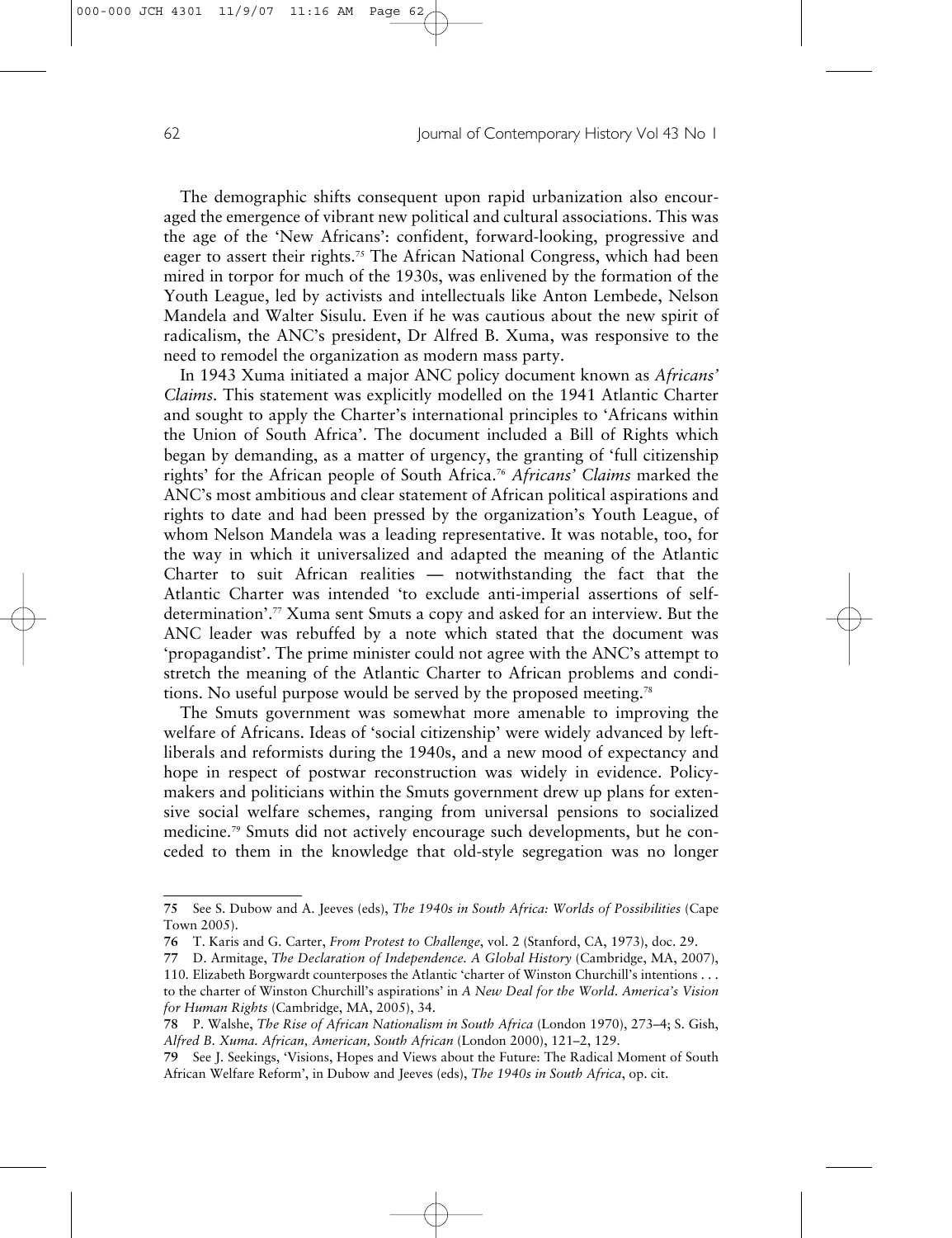The demographic shifts consequent upon rapid urbanization also encouraged the emergence of vibrant new political and cultural associations. This was the age of the 'New Africans': confident, forward-looking, progressive and eager to assert their rights.[75] The African National Congress, which had been mired in torpor for much of the 1930s, was enlivened by the formation of the Youth League, led by activists and intellectuals like Anton Lembede, Nelson Mandela and Walter Sisulu. Even if he was cautious about the new spirit of radicalism, the ANC's president, Dr Alfred B. Xuma, was responsive to the need to remodel the organization as modern mass party.

In 1943 Xuma initiated a major ANC policy document known as *Africans' Claims*. This statement was explicitly modelled on the 1941 Atlantic Charter and sought to apply the Charter's international principles to 'Africans within the Union of South Africa'. The document included a Bill of Rights which began by demanding, as a matter of urgency, the granting of 'full citizenship rights' for the African people of South Africa.[76] *Africans' Claims* marked the ANC's most ambitious and clear statement of African political aspirations and rights to date and had been pressed by the organization's Youth League, of whom Nelson Mandela was a leading representative. It was notable, too, for the way in which it universalized and adapted the meaning of the Atlantic Charter to suit African realities — notwithstanding the fact that the Atlantic Charter was intended 'to exclude anti-imperial assertions of self-determination'.[77] Xuma sent Smuts a copy and asked for an interview. But the ANC leader was rebuffed by a note which stated that the document was 'propagandist'. The prime minister could not agree with the ANC's attempt to stretch the meaning of the Atlantic Charter to African problems and conditions. No useful purpose would be served by the proposed meeting.[78]

The Smuts government was somewhat more amenable to improving the welfare of Africans. Ideas of 'social citizenship' were widely advanced by left-liberals and reformists during the 1940s, and a new mood of expectancy and hope in respect of postwar reconstruction was widely in evidence. Policy-makers and politicians within the Smuts government drew up plans for extensive social welfare schemes, ranging from universal pensions to socialized medicine.[79] Smuts did not actively encourage such developments, but he conceded to them in the knowledge that old-style segregation was no longer

---

**75** See S. Dubow and A. Jeeves (eds), *The 1940s in South Africa: Worlds of Possibilities* (Cape Town 2005).

**76** T. Karis and G. Carter, *From Protest to Challenge*, vol. 2 (Stanford, CA, 1973), doc. 29.

**77** D. Armitage, *The Declaration of Independence. A Global History* (Cambridge, MA, 2007), 110. Elizabeth Borgwardt counterposes the Atlantic 'charter of Winston Churchill's intentions . . . to the charter of Winston Churchill's aspirations' in *A New Deal for the World. America's Vision for Human Rights* (Cambridge, MA, 2005), 34.

**78** P. Walshe, *The Rise of African Nationalism in South Africa* (London 1970), 273–4; S. Gish, *Alfred B. Xuma. African, American, South African* (London 2000), 121–2, 129.

**79** See J. Seekings, 'Visions, Hopes and Views about the Future: The Radical Moment of South African Welfare Reform', in Dubow and Jeeves (eds), *The 1940s in South Africa*, op. cit.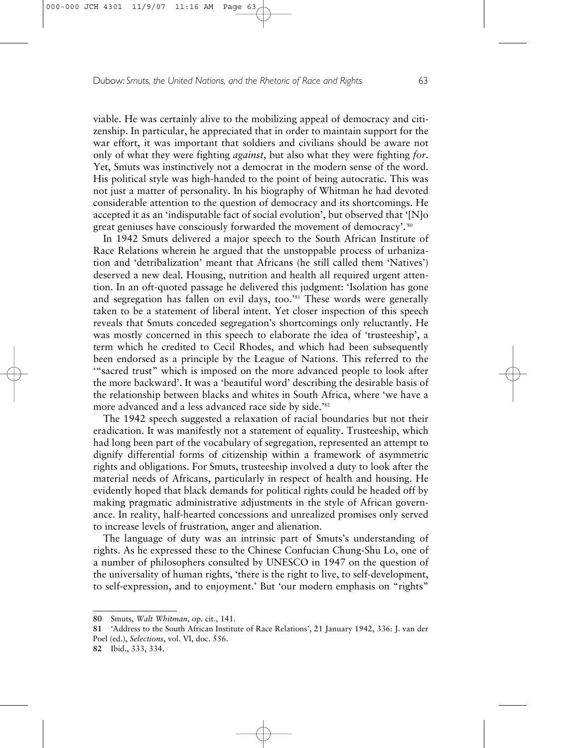viable. He was certainly alive to the mobilizing appeal of democracy and citizenship. In particular, he appreciated that in order to maintain support for the war effort, it was important that soldiers and civilians should be aware not only of what they were fighting *against*, but also what they were fighting *for*. Yet, Smuts was instinctively not a democrat in the modern sense of the word. His political style was high-handed to the point of being autocratic. This was not just a matter of personality. In his biography of Whitman he had devoted considerable attention to the question of democracy and its shortcomings. He accepted it as an 'indisputable fact of social evolution', but observed that '[N]o great geniuses have consciously forwarded the movement of democracy'.[80]

In 1942 Smuts delivered a major speech to the South African Institute of Race Relations wherein he argued that the unstoppable process of urbanization and 'detribalization' meant that Africans (he still called them 'Natives') deserved a new deal. Housing, nutrition and health all required urgent attention. In an oft-quoted passage he delivered this judgment: 'Isolation has gone and segregation has fallen on evil days, too.'[81] These words were generally taken to be a statement of liberal intent. Yet closer inspection of this speech reveals that Smuts conceded segregation's shortcomings only reluctantly. He was mostly concerned in this speech to elaborate the idea of 'trusteeship', a term which he credited to Cecil Rhodes, and which had been subsequently been endorsed as a principle by the League of Nations. This referred to the '"sacred trust" which is imposed on the more advanced people to look after the more backward'. It was a 'beautiful word' describing the desirable basis of the relationship between blacks and whites in South Africa, where 'we have a more advanced and a less advanced race side by side.'[82]

The 1942 speech suggested a relaxation of racial boundaries but not their eradication. It was manifestly not a statement of equality. Trusteeship, which had long been part of the vocabulary of segregation, represented an attempt to dignify differential forms of citizenship within a framework of asymmetric rights and obligations. For Smuts, trusteeship involved a duty to look after the material needs of Africans, particularly in respect of health and housing. He evidently hoped that black demands for political rights could be headed off by making pragmatic administrative adjustments in the style of African governance. In reality, half-hearted concessions and unrealized promises only served to increase levels of frustration, anger and alienation.

The language of duty was an intrinsic part of Smuts's understanding of rights. As he expressed these to the Chinese Confucian Chung-Shu Lo, one of a number of philosophers consulted by UNESCO in 1947 on the question of the universality of human rights, 'there is the right to live, to self-development, to self-expression, and to enjoyment.' But 'our modern emphasis on "rights"

---

**80** Smuts, *Walt Whitman*, op. cit., 141.

**81** 'Address to the South African Institute of Race Relations', 21 January 1942, 336: J. van der Poel (ed.), *Selections*, vol. VI, doc. 556.

**82** Ibid., 333, 334.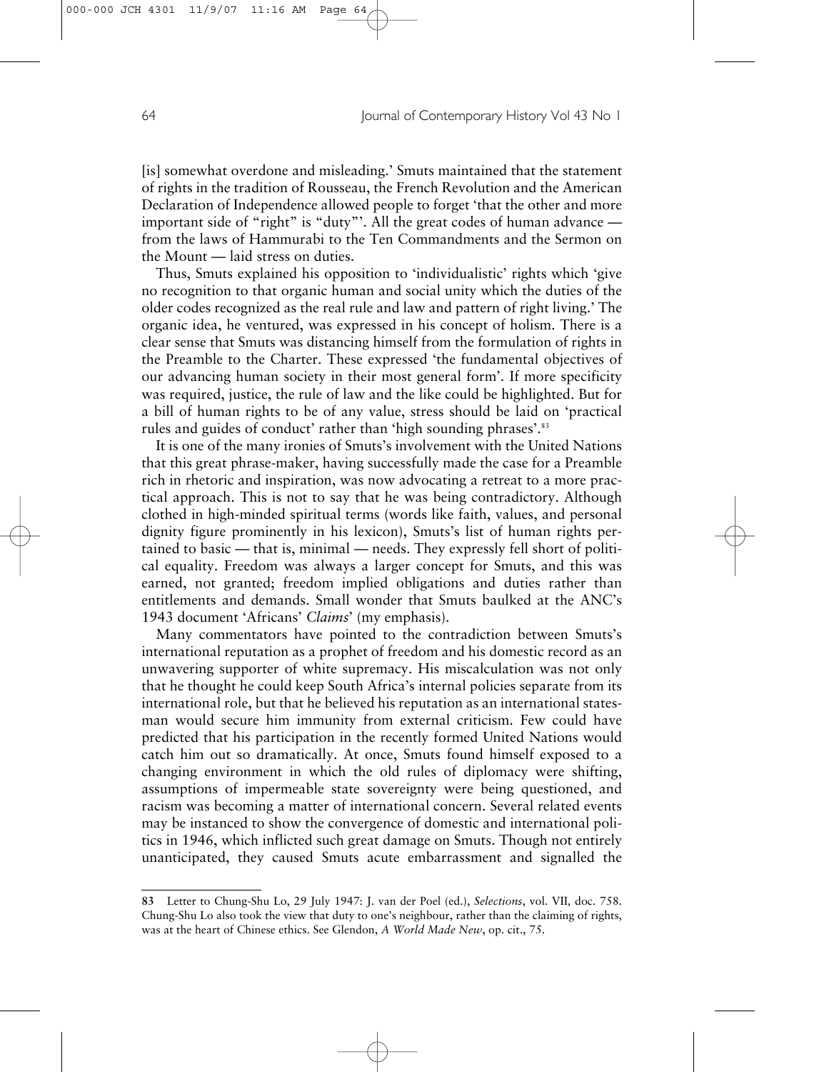[is] somewhat overdone and misleading.' Smuts maintained that the statement of rights in the tradition of Rousseau, the French Revolution and the American Declaration of Independence allowed people to forget 'that the other and more important side of "right" is "duty"'. All the great codes of human advance — from the laws of Hammurabi to the Ten Commandments and the Sermon on the Mount — laid stress on duties.

Thus, Smuts explained his opposition to 'individualistic' rights which 'give no recognition to that organic human and social unity which the duties of the older codes recognized as the real rule and law and pattern of right living.' The organic idea, he ventured, was expressed in his concept of holism. There is a clear sense that Smuts was distancing himself from the formulation of rights in the Preamble to the Charter. These expressed 'the fundamental objectives of our advancing human society in their most general form'. If more specificity was required, justice, the rule of law and the like could be highlighted. But for a bill of human rights to be of any value, stress should be laid on 'practical rules and guides of conduct' rather than 'high sounding phrases'.[83]

It is one of the many ironies of Smuts's involvement with the United Nations that this great phrase-maker, having successfully made the case for a Preamble rich in rhetoric and inspiration, was now advocating a retreat to a more practical approach. This is not to say that he was being contradictory. Although clothed in high-minded spiritual terms (words like faith, values, and personal dignity figure prominently in his lexicon), Smuts's list of human rights pertained to basic — that is, minimal — needs. They expressly fell short of political equality. Freedom was always a larger concept for Smuts, and this was earned, not granted; freedom implied obligations and duties rather than entitlements and demands. Small wonder that Smuts baulked at the ANC's 1943 document 'Africans' *Claims*' (my emphasis).

Many commentators have pointed to the contradiction between Smuts's international reputation as a prophet of freedom and his domestic record as an unwavering supporter of white supremacy. His miscalculation was not only that he thought he could keep South Africa's internal policies separate from its international role, but that he believed his reputation as an international statesman would secure him immunity from external criticism. Few could have predicted that his participation in the recently formed United Nations would catch him out so dramatically. At once, Smuts found himself exposed to a changing environment in which the old rules of diplomacy were shifting, assumptions of impermeable state sovereignty were being questioned, and racism was becoming a matter of international concern. Several related events may be instanced to show the convergence of domestic and international politics in 1946, which inflicted such great damage on Smuts. Though not entirely unanticipated, they caused Smuts acute embarrassment and signalled the

---

**83** Letter to Chung-Shu Lo, 29 July 1947: J. van der Poel (ed.), *Selections*, vol. VII, doc. 758. Chung-Shu Lo also took the view that duty to one's neighbour, rather than the claiming of rights, was at the heart of Chinese ethics. See Glendon, *A World Made New*, op. cit., 75.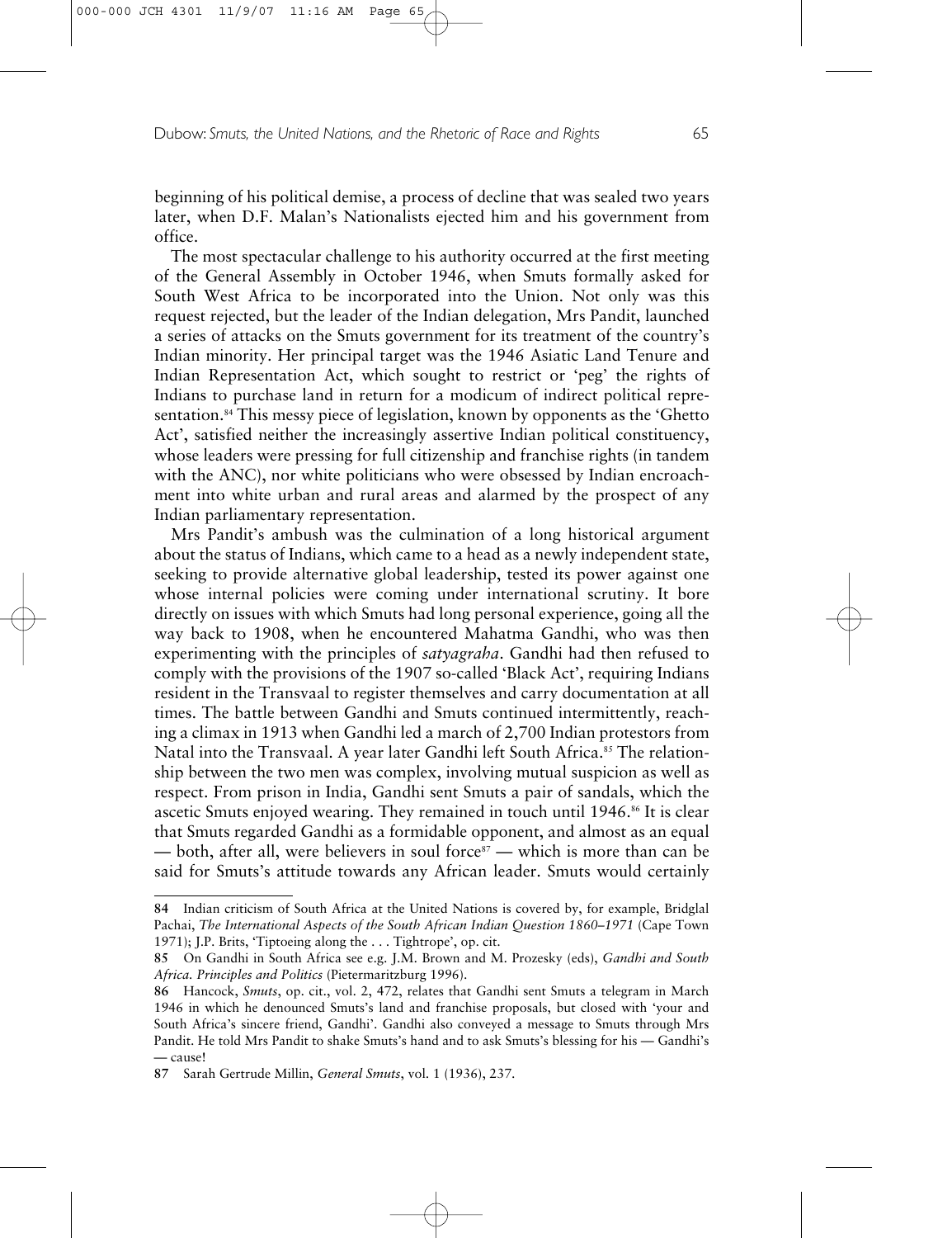beginning of his political demise, a process of decline that was sealed two years later, when D.F. Malan's Nationalists ejected him and his government from office.

The most spectacular challenge to his authority occurred at the first meeting of the General Assembly in October 1946, when Smuts formally asked for South West Africa to be incorporated into the Union. Not only was this request rejected, but the leader of the Indian delegation, Mrs Pandit, launched a series of attacks on the Smuts government for its treatment of the country's Indian minority. Her principal target was the 1946 Asiatic Land Tenure and Indian Representation Act, which sought to restrict or 'peg' the rights of Indians to purchase land in return for a modicum of indirect political representation.[84] This messy piece of legislation, known by opponents as the 'Ghetto Act', satisfied neither the increasingly assertive Indian political constituency, whose leaders were pressing for full citizenship and franchise rights (in tandem with the ANC), nor white politicians who were obsessed by Indian encroachment into white urban and rural areas and alarmed by the prospect of any Indian parliamentary representation.

Mrs Pandit's ambush was the culmination of a long historical argument about the status of Indians, which came to a head as a newly independent state, seeking to provide alternative global leadership, tested its power against one whose internal policies were coming under international scrutiny. It bore directly on issues with which Smuts had long personal experience, going all the way back to 1908, when he encountered Mahatma Gandhi, who was then experimenting with the principles of *satyagraha*. Gandhi had then refused to comply with the provisions of the 1907 so-called 'Black Act', requiring Indians resident in the Transvaal to register themselves and carry documentation at all times. The battle between Gandhi and Smuts continued intermittently, reaching a climax in 1913 when Gandhi led a march of 2,700 Indian protestors from Natal into the Transvaal. A year later Gandhi left South Africa.[85] The relationship between the two men was complex, involving mutual suspicion as well as respect. From prison in India, Gandhi sent Smuts a pair of sandals, which the ascetic Smuts enjoyed wearing. They remained in touch until 1946.[86] It is clear that Smuts regarded Gandhi as a formidable opponent, and almost as an equal — both, after all, were believers in soul force[87] — which is more than can be said for Smuts's attitude towards any African leader. Smuts would certainly

---

**84** Indian criticism of South Africa at the United Nations is covered by, for example, Bridglal Pachai, *The International Aspects of the South African Indian Question 1860–1971* (Cape Town 1971); J.P. Brits, 'Tiptoeing along the . . . Tightrope', op. cit.

**85** On Gandhi in South Africa see e.g. J.M. Brown and M. Prozesky (eds), *Gandhi and South Africa. Principles and Politics* (Pietermaritzburg 1996).

**86** Hancock, *Smuts*, op. cit., vol. 2, 472, relates that Gandhi sent Smuts a telegram in March 1946 in which he denounced Smuts's land and franchise proposals, but closed with 'your and South Africa's sincere friend, Gandhi'. Gandhi also conveyed a message to Smuts through Mrs Pandit. He told Mrs Pandit to shake Smuts's hand and to ask Smuts's blessing for his — Gandhi's — cause!

**87** Sarah Gertrude Millin, *General Smuts*, vol. 1 (1936), 237.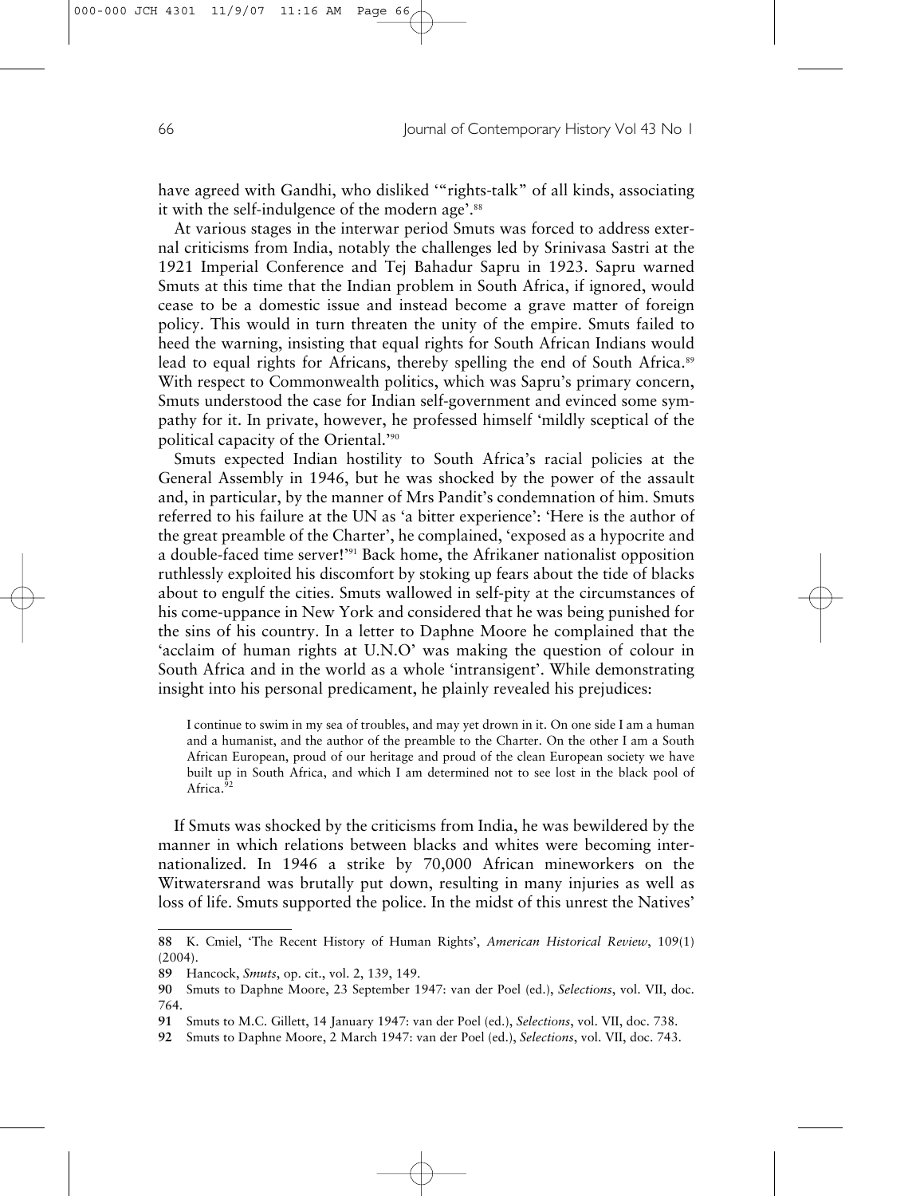have agreed with Gandhi, who disliked '"rights-talk" of all kinds, associating it with the self-indulgence of the modern age'.[88]

At various stages in the interwar period Smuts was forced to address external criticisms from India, notably the challenges led by Srinivasa Sastri at the 1921 Imperial Conference and Tej Bahadur Sapru in 1923. Sapru warned Smuts at this time that the Indian problem in South Africa, if ignored, would cease to be a domestic issue and instead become a grave matter of foreign policy. This would in turn threaten the unity of the empire. Smuts failed to heed the warning, insisting that equal rights for South African Indians would lead to equal rights for Africans, thereby spelling the end of South Africa.[89] With respect to Commonwealth politics, which was Sapru's primary concern, Smuts understood the case for Indian self-government and evinced some sympathy for it. In private, however, he professed himself 'mildly sceptical of the political capacity of the Oriental.'[90]

Smuts expected Indian hostility to South Africa's racial policies at the General Assembly in 1946, but he was shocked by the power of the assault and, in particular, by the manner of Mrs Pandit's condemnation of him. Smuts referred to his failure at the UN as 'a bitter experience': 'Here is the author of the great preamble of the Charter', he complained, 'exposed as a hypocrite and a double-faced time server!'[91] Back home, the Afrikaner nationalist opposition ruthlessly exploited his discomfort by stoking up fears about the tide of blacks about to engulf the cities. Smuts wallowed in self-pity at the circumstances of his come-uppance in New York and considered that he was being punished for the sins of his country. In a letter to Daphne Moore he complained that the 'acclaim of human rights at U.N.O' was making the question of colour in South Africa and in the world as a whole 'intransigent'. While demonstrating insight into his personal predicament, he plainly revealed his prejudices:

> I continue to swim in my sea of troubles, and may yet drown in it. On one side I am a human and a humanist, and the author of the preamble to the Charter. On the other I am a South African European, proud of our heritage and proud of the clean European society we have built up in South Africa, and which I am determined not to see lost in the black pool of Africa.[92]

If Smuts was shocked by the criticisms from India, he was bewildered by the manner in which relations between blacks and whites were becoming internationalized. In 1946 a strike by 70,000 African mineworkers on the Witwatersrand was brutally put down, resulting in many injuries as well as loss of life. Smuts supported the police. In the midst of this unrest the Natives'

---

88 K. Cmiel, 'The Recent History of Human Rights', *American Historical Review*, 109(1) (2004).

89 Hancock, *Smuts*, op. cit., vol. 2, 139, 149.

90 Smuts to Daphne Moore, 23 September 1947: van der Poel (ed.), *Selections*, vol. VII, doc. 764.

91 Smuts to M.C. Gillett, 14 January 1947: van der Poel (ed.), *Selections*, vol. VII, doc. 738.

92 Smuts to Daphne Moore, 2 March 1947: van der Poel (ed.), *Selections*, vol. VII, doc. 743.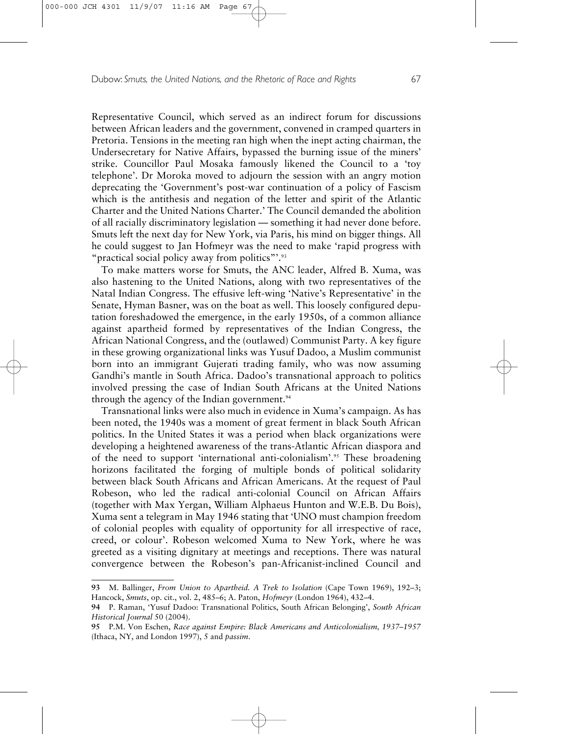Representative Council, which served as an indirect forum for discussions between African leaders and the government, convened in cramped quarters in Pretoria. Tensions in the meeting ran high when the inept acting chairman, the Undersecretary for Native Affairs, bypassed the burning issue of the miners' strike. Councillor Paul Mosaka famously likened the Council to a 'toy telephone'. Dr Moroka moved to adjourn the session with an angry motion deprecating the 'Government's post-war continuation of a policy of Fascism which is the antithesis and negation of the letter and spirit of the Atlantic Charter and the United Nations Charter.' The Council demanded the abolition of all racially discriminatory legislation — something it had never done before. Smuts left the next day for New York, via Paris, his mind on bigger things. All he could suggest to Jan Hofmeyr was the need to make 'rapid progress with "practical social policy away from politics"'.[93]

To make matters worse for Smuts, the ANC leader, Alfred B. Xuma, was also hastening to the United Nations, along with two representatives of the Natal Indian Congress. The effusive left-wing 'Native's Representative' in the Senate, Hyman Basner, was on the boat as well. This loosely configured deputation foreshadowed the emergence, in the early 1950s, of a common alliance against apartheid formed by representatives of the Indian Congress, the African National Congress, and the (outlawed) Communist Party. A key figure in these growing organizational links was Yusuf Dadoo, a Muslim communist born into an immigrant Gujerati trading family, who was now assuming Gandhi's mantle in South Africa. Dadoo's transnational approach to politics involved pressing the case of Indian South Africans at the United Nations through the agency of the Indian government.[94]

Transnational links were also much in evidence in Xuma's campaign. As has been noted, the 1940s was a moment of great ferment in black South African politics. In the United States it was a period when black organizations were developing a heightened awareness of the trans-Atlantic African diaspora and of the need to support 'international anti-colonialism'.[95] These broadening horizons facilitated the forging of multiple bonds of political solidarity between black South Africans and African Americans. At the request of Paul Robeson, who led the radical anti-colonial Council on African Affairs (together with Max Yergan, William Alphaeus Hunton and W.E.B. Du Bois), Xuma sent a telegram in May 1946 stating that 'UNO must champion freedom of colonial peoples with equality of opportunity for all irrespective of race, creed, or colour'. Robeson welcomed Xuma to New York, where he was greeted as a visiting dignitary at meetings and receptions. There was natural convergence between the Robeson's pan-Africanist-inclined Council and

---

**93** M. Ballinger, *From Union to Apartheid. A Trek to Isolation* (Cape Town 1969), 192–3; Hancock, *Smuts*, op. cit., vol. 2, 485–6; A. Paton, *Hofmeyr* (London 1964), 432–4.

**94** P. Raman, 'Yusuf Dadoo: Transnational Politics, South African Belonging', *South African Historical Journal* 50 (2004).

**95** P.M. Von Eschen, *Race against Empire: Black Americans and Anticolonialism, 1937–1957* (Ithaca, NY, and London 1997), 5 and *passim*.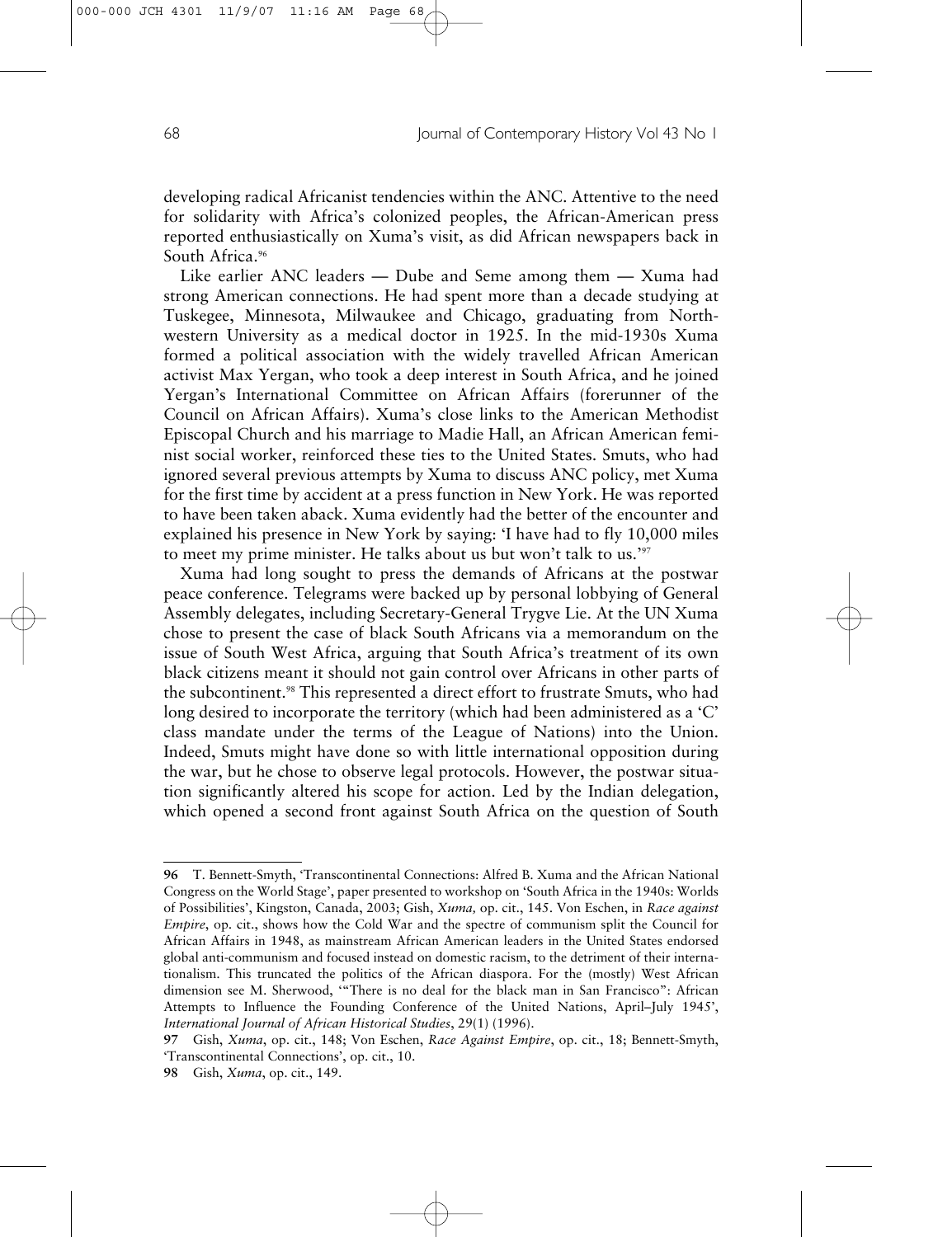developing radical Africanist tendencies within the ANC. Attentive to the need for solidarity with Africa's colonized peoples, the African-American press reported enthusiastically on Xuma's visit, as did African newspapers back in South Africa.[96]

Like earlier ANC leaders — Dube and Seme among them — Xuma had strong American connections. He had spent more than a decade studying at Tuskegee, Minnesota, Milwaukee and Chicago, graduating from Northwestern University as a medical doctor in 1925. In the mid-1930s Xuma formed a political association with the widely travelled African American activist Max Yergan, who took a deep interest in South Africa, and he joined Yergan's International Committee on African Affairs (forerunner of the Council on African Affairs). Xuma's close links to the American Methodist Episcopal Church and his marriage to Madie Hall, an African American feminist social worker, reinforced these ties to the United States. Smuts, who had ignored several previous attempts by Xuma to discuss ANC policy, met Xuma for the first time by accident at a press function in New York. He was reported to have been taken aback. Xuma evidently had the better of the encounter and explained his presence in New York by saying: 'I have had to fly 10,000 miles to meet my prime minister. He talks about us but won't talk to us.'[97]

Xuma had long sought to press the demands of Africans at the postwar peace conference. Telegrams were backed up by personal lobbying of General Assembly delegates, including Secretary-General Trygve Lie. At the UN Xuma chose to present the case of black South Africans via a memorandum on the issue of South West Africa, arguing that South Africa's treatment of its own black citizens meant it should not gain control over Africans in other parts of the subcontinent.[98] This represented a direct effort to frustrate Smuts, who had long desired to incorporate the territory (which had been administered as a 'C' class mandate under the terms of the League of Nations) into the Union. Indeed, Smuts might have done so with little international opposition during the war, but he chose to observe legal protocols. However, the postwar situation significantly altered his scope for action. Led by the Indian delegation, which opened a second front against South Africa on the question of South

---

**96** T. Bennett-Smyth, 'Transcontinental Connections: Alfred B. Xuma and the African National Congress on the World Stage', paper presented to workshop on 'South Africa in the 1940s: Worlds of Possibilities', Kingston, Canada, 2003; Gish, *Xuma,* op. cit., 145. Von Eschen, in *Race against Empire*, op. cit., shows how the Cold War and the spectre of communism split the Council for African Affairs in 1948, as mainstream African American leaders in the United States endorsed global anti-communism and focused instead on domestic racism, to the detriment of their internationalism. This truncated the politics of the African diaspora. For the (mostly) West African dimension see M. Sherwood, '"There is no deal for the black man in San Francisco": African Attempts to Influence the Founding Conference of the United Nations, April–July 1945', *International Journal of African Historical Studies*, 29(1) (1996).

**97** Gish, *Xuma*, op. cit., 148; Von Eschen, *Race Against Empire*, op. cit., 18; Bennett-Smyth, 'Transcontinental Connections', op. cit., 10.

**98** Gish, *Xuma*, op. cit., 149.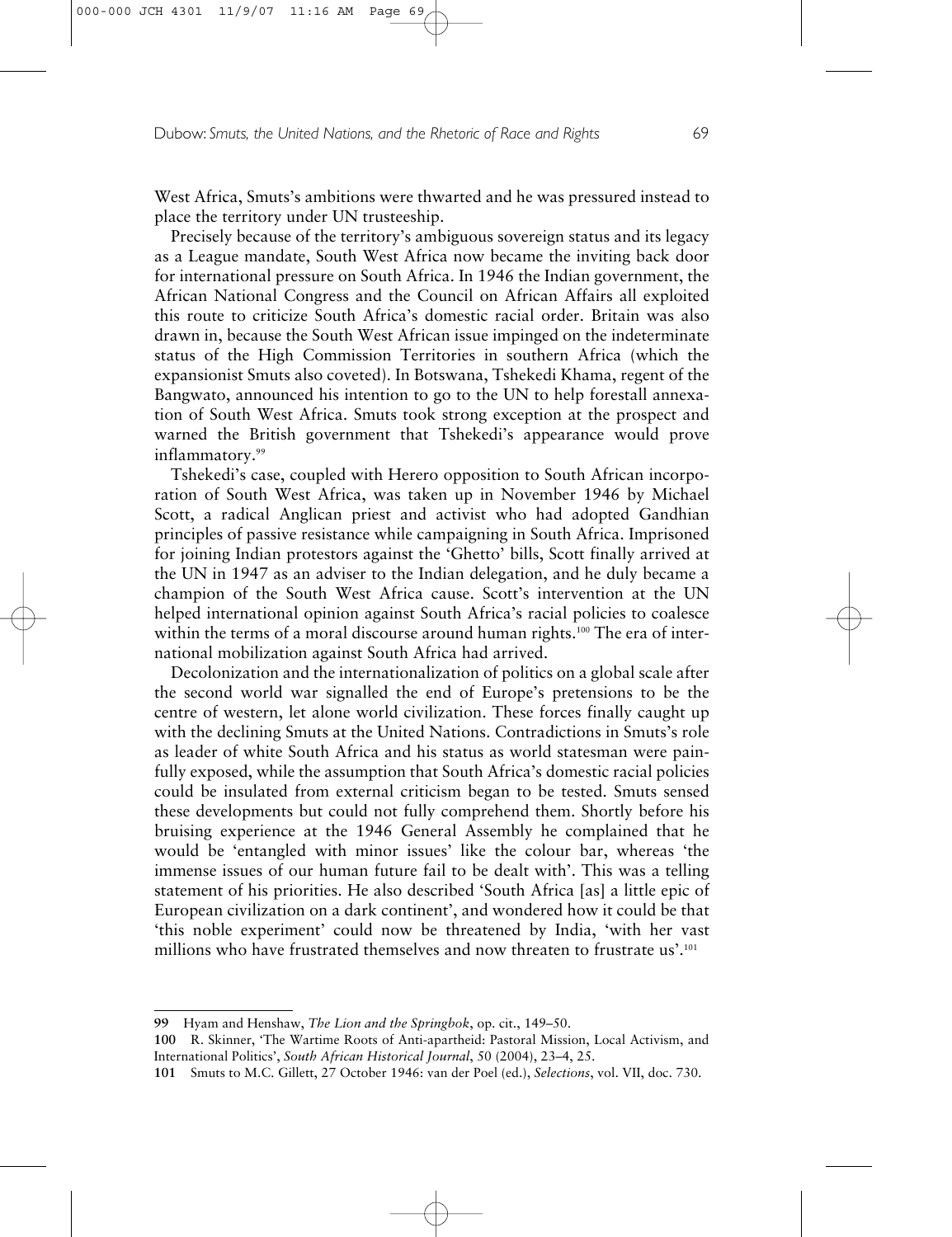West Africa, Smuts's ambitions were thwarted and he was pressured instead to place the territory under UN trusteeship.

Precisely because of the territory's ambiguous sovereign status and its legacy as a League mandate, South West Africa now became the inviting back door for international pressure on South Africa. In 1946 the Indian government, the African National Congress and the Council on African Affairs all exploited this route to criticize South Africa's domestic racial order. Britain was also drawn in, because the South West African issue impinged on the indeterminate status of the High Commission Territories in southern Africa (which the expansionist Smuts also coveted). In Botswana, Tshekedi Khama, regent of the Bangwato, announced his intention to go to the UN to help forestall annexation of South West Africa. Smuts took strong exception at the prospect and warned the British government that Tshekedi's appearance would prove inflammatory.[99]

Tshekedi's case, coupled with Herero opposition to South African incorporation of South West Africa, was taken up in November 1946 by Michael Scott, a radical Anglican priest and activist who had adopted Gandhian principles of passive resistance while campaigning in South Africa. Imprisoned for joining Indian protestors against the 'Ghetto' bills, Scott finally arrived at the UN in 1947 as an adviser to the Indian delegation, and he duly became a champion of the South West Africa cause. Scott's intervention at the UN helped international opinion against South Africa's racial policies to coalesce within the terms of a moral discourse around human rights.[100] The era of international mobilization against South Africa had arrived.

Decolonization and the internationalization of politics on a global scale after the second world war signalled the end of Europe's pretensions to be the centre of western, let alone world civilization. These forces finally caught up with the declining Smuts at the United Nations. Contradictions in Smuts's role as leader of white South Africa and his status as world statesman were painfully exposed, while the assumption that South Africa's domestic racial policies could be insulated from external criticism began to be tested. Smuts sensed these developments but could not fully comprehend them. Shortly before his bruising experience at the 1946 General Assembly he complained that he would be 'entangled with minor issues' like the colour bar, whereas 'the immense issues of our human future fail to be dealt with'. This was a telling statement of his priorities. He also described 'South Africa [as] a little epic of European civilization on a dark continent', and wondered how it could be that 'this noble experiment' could now be threatened by India, 'with her vast millions who have frustrated themselves and now threaten to frustrate us'.[101]

---

**99** Hyam and Henshaw, *The Lion and the Springbok*, op. cit., 149–50.

**100** R. Skinner, 'The Wartime Roots of Anti-apartheid: Pastoral Mission, Local Activism, and International Politics', *South African Historical Journal*, 50 (2004), 23–4, 25.

**101** Smuts to M.C. Gillett, 27 October 1946: van der Poel (ed.), *Selections*, vol. VII, doc. 730.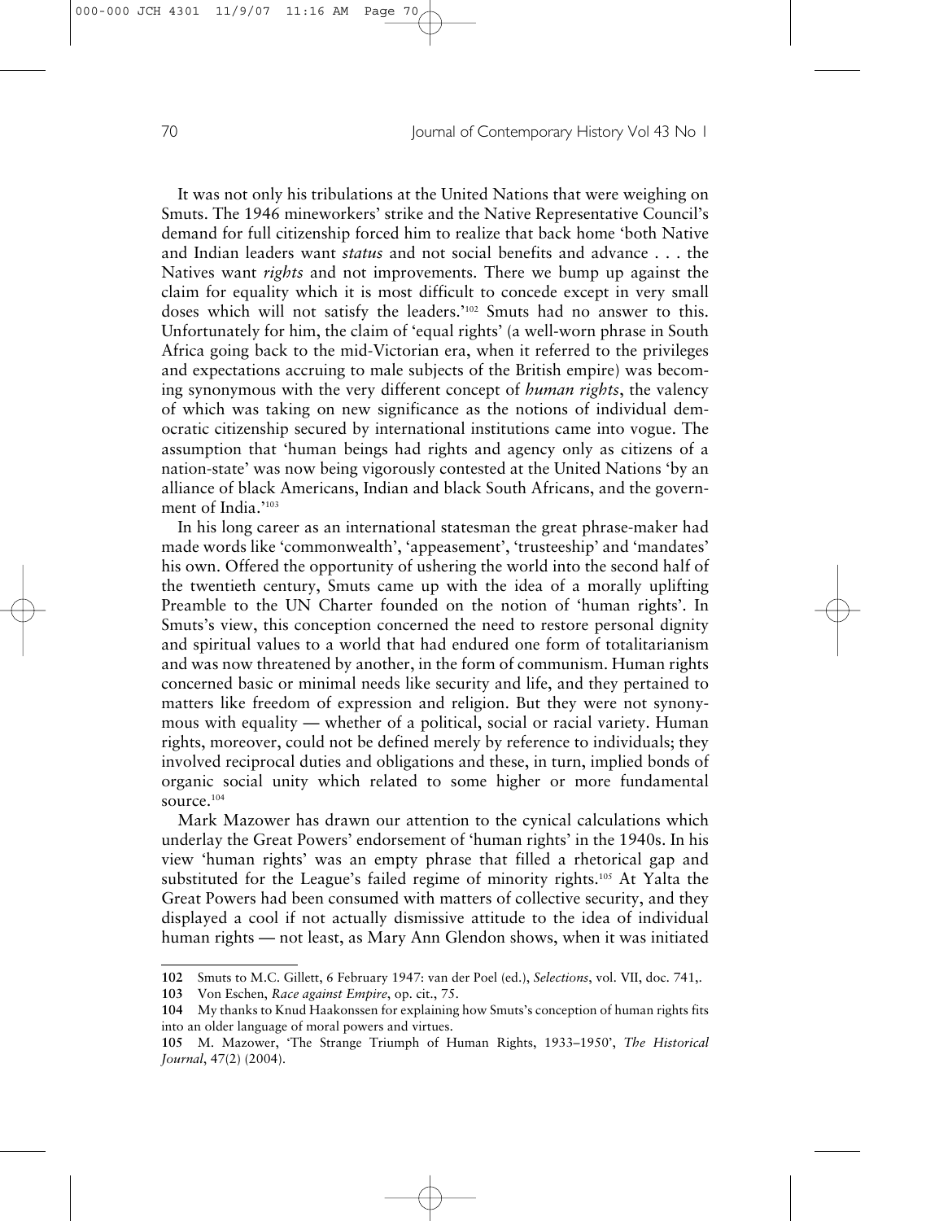It was not only his tribulations at the United Nations that were weighing on Smuts. The 1946 mineworkers' strike and the Native Representative Council's demand for full citizenship forced him to realize that back home 'both Native and Indian leaders want *status* and not social benefits and advance . . . the Natives want *rights* and not improvements. There we bump up against the claim for equality which it is most difficult to concede except in very small doses which will not satisfy the leaders.'[102] Smuts had no answer to this. Unfortunately for him, the claim of 'equal rights' (a well-worn phrase in South Africa going back to the mid-Victorian era, when it referred to the privileges and expectations accruing to male subjects of the British empire) was becoming synonymous with the very different concept of *human rights*, the valency of which was taking on new significance as the notions of individual democratic citizenship secured by international institutions came into vogue. The assumption that 'human beings had rights and agency only as citizens of a nation-state' was now being vigorously contested at the United Nations 'by an alliance of black Americans, Indian and black South Africans, and the government of India.'[103]

In his long career as an international statesman the great phrase-maker had made words like 'commonwealth', 'appeasement', 'trusteeship' and 'mandates' his own. Offered the opportunity of ushering the world into the second half of the twentieth century, Smuts came up with the idea of a morally uplifting Preamble to the UN Charter founded on the notion of 'human rights'. In Smuts's view, this conception concerned the need to restore personal dignity and spiritual values to a world that had endured one form of totalitarianism and was now threatened by another, in the form of communism. Human rights concerned basic or minimal needs like security and life, and they pertained to matters like freedom of expression and religion. But they were not synonymous with equality — whether of a political, social or racial variety. Human rights, moreover, could not be defined merely by reference to individuals; they involved reciprocal duties and obligations and these, in turn, implied bonds of organic social unity which related to some higher or more fundamental source.[104]

Mark Mazower has drawn our attention to the cynical calculations which underlay the Great Powers' endorsement of 'human rights' in the 1940s. In his view 'human rights' was an empty phrase that filled a rhetorical gap and substituted for the League's failed regime of minority rights.[105] At Yalta the Great Powers had been consumed with matters of collective security, and they displayed a cool if not actually dismissive attitude to the idea of individual human rights — not least, as Mary Ann Glendon shows, when it was initiated

**102** Smuts to M.C. Gillett, 6 February 1947: van der Poel (ed.), *Selections*, vol. VII, doc. 741,.

**103** Von Eschen, *Race against Empire*, op. cit., 75.

**104** My thanks to Knud Haakonssen for explaining how Smuts's conception of human rights fits into an older language of moral powers and virtues.

**105** M. Mazower, 'The Strange Triumph of Human Rights, 1933–1950', *The Historical Journal*, 47(2) (2004).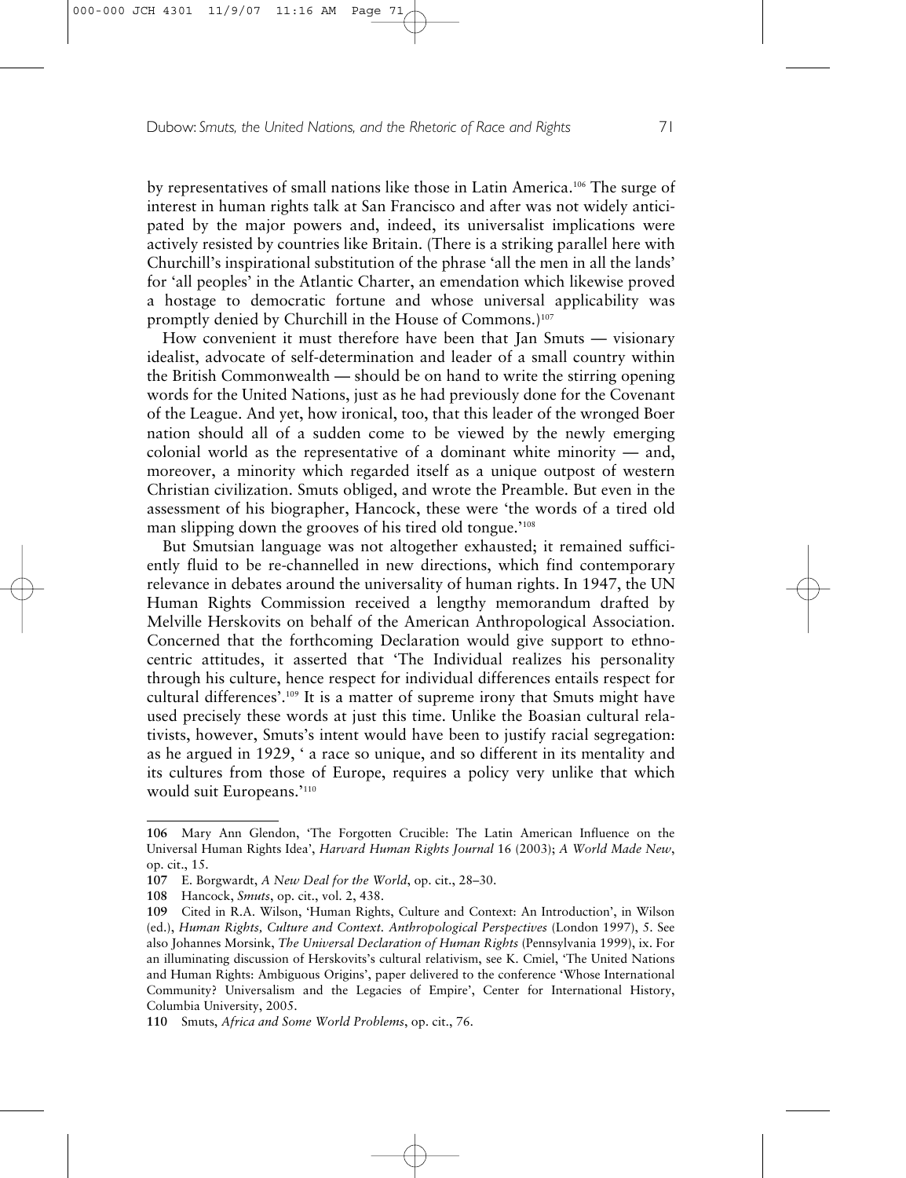by representatives of small nations like those in Latin America.[106] The surge of interest in human rights talk at San Francisco and after was not widely anticipated by the major powers and, indeed, its universalist implications were actively resisted by countries like Britain. (There is a striking parallel here with Churchill's inspirational substitution of the phrase 'all the men in all the lands' for 'all peoples' in the Atlantic Charter, an emendation which likewise proved a hostage to democratic fortune and whose universal applicability was promptly denied by Churchill in the House of Commons.)[107]

How convenient it must therefore have been that Jan Smuts — visionary idealist, advocate of self-determination and leader of a small country within the British Commonwealth — should be on hand to write the stirring opening words for the United Nations, just as he had previously done for the Covenant of the League. And yet, how ironical, too, that this leader of the wronged Boer nation should all of a sudden come to be viewed by the newly emerging colonial world as the representative of a dominant white minority — and, moreover, a minority which regarded itself as a unique outpost of western Christian civilization. Smuts obliged, and wrote the Preamble. But even in the assessment of his biographer, Hancock, these were 'the words of a tired old man slipping down the grooves of his tired old tongue.'[108]

But Smutsian language was not altogether exhausted; it remained sufficiently fluid to be re-channelled in new directions, which find contemporary relevance in debates around the universality of human rights. In 1947, the UN Human Rights Commission received a lengthy memorandum drafted by Melville Herskovits on behalf of the American Anthropological Association. Concerned that the forthcoming Declaration would give support to ethnocentric attitudes, it asserted that 'The Individual realizes his personality through his culture, hence respect for individual differences entails respect for cultural differences'.[109] It is a matter of supreme irony that Smuts might have used precisely these words at just this time. Unlike the Boasian cultural relativists, however, Smuts's intent would have been to justify racial segregation: as he argued in 1929, ' a race so unique, and so different in its mentality and its cultures from those of Europe, requires a policy very unlike that which would suit Europeans.'[110]

---

**106** Mary Ann Glendon, 'The Forgotten Crucible: The Latin American Influence on the Universal Human Rights Idea', *Harvard Human Rights Journal* 16 (2003); *A World Made New*, op. cit., 15.

**107** E. Borgwardt, *A New Deal for the World*, op. cit., 28–30.

**108** Hancock, *Smuts*, op. cit., vol. 2, 438.

**109** Cited in R.A. Wilson, 'Human Rights, Culture and Context: An Introduction', in Wilson (ed.), *Human Rights, Culture and Context. Anthropological Perspectives* (London 1997), 5. See also Johannes Morsink, *The Universal Declaration of Human Rights* (Pennsylvania 1999), ix. For an illuminating discussion of Herskovits's cultural relativism, see K. Cmiel, 'The United Nations and Human Rights: Ambiguous Origins', paper delivered to the conference 'Whose International Community? Universalism and the Legacies of Empire', Center for International History, Columbia University, 2005.

**110** Smuts, *Africa and Some World Problems*, op. cit., 76.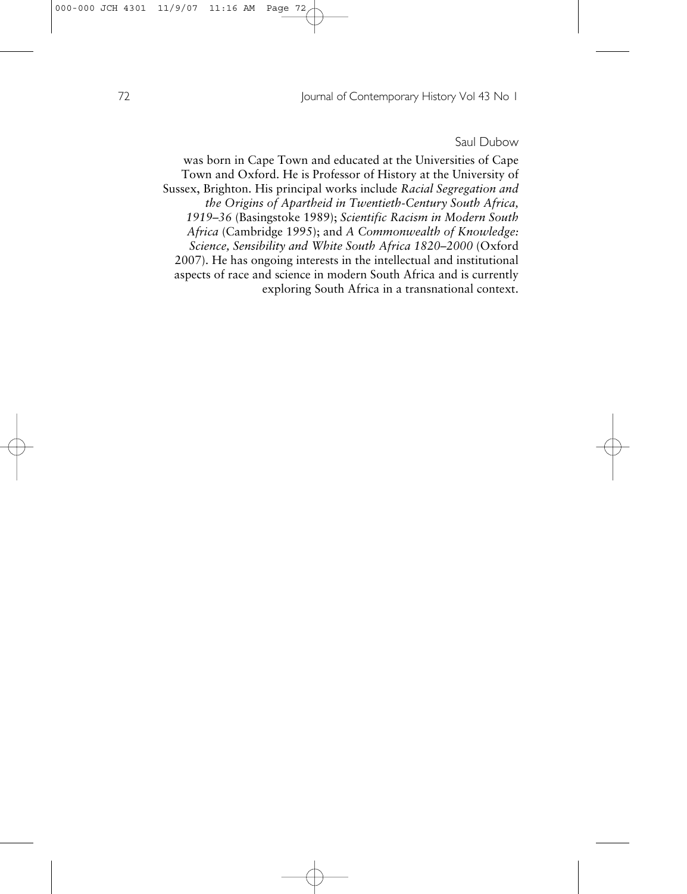Saul Dubow

was born in Cape Town and educated at the Universities of Cape Town and Oxford. He is Professor of History at the University of Sussex, Brighton. His principal works include *Racial Segregation and the Origins of Apartheid in Twentieth-Century South Africa, 1919–36* (Basingstoke 1989); *Scientific Racism in Modern South Africa* (Cambridge 1995); and *A Commonwealth of Knowledge: Science, Sensibility and White South Africa 1820–2000* (Oxford 2007). He has ongoing interests in the intellectual and institutional aspects of race and science in modern South Africa and is currently exploring South Africa in a transnational context.